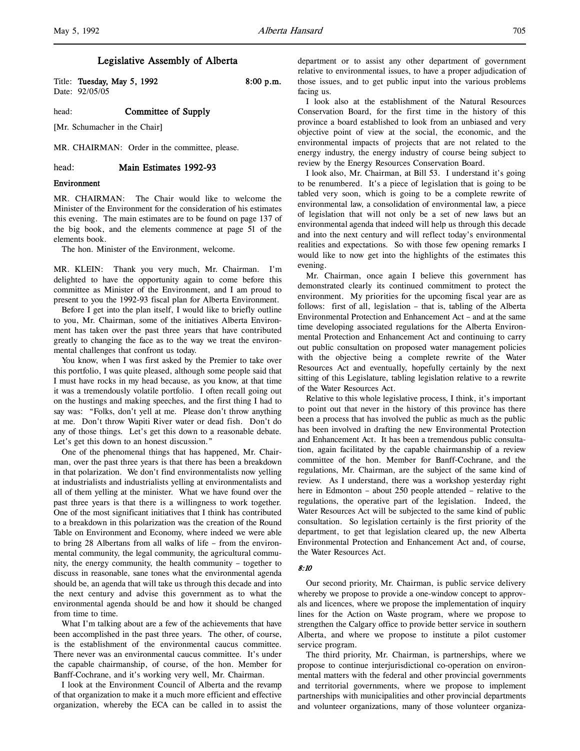# Legislative Assembly of Alberta

Title: **Tuesday, May 5, 1992** **8:00 p.m.**
Date: 92/05/05

head: **Committee of Supply**

[Mr. Schumacher in the Chair]

MR. CHAIRMAN: Order in the committee, please.

head: **Main Estimates 1992-93**

**Environment**

MR. CHAIRMAN: The Chair would like to welcome the Minister of the Environment for the consideration of his estimates this evening. The main estimates are to be found on page 137 of the big book, and the elements commence at page 51 of the elements book.

The hon. Minister of the Environment, welcome.

MR. KLEIN: Thank you very much, Mr. Chairman. I'm delighted to have the opportunity again to come before this committee as Minister of the Environment, and I am proud to present to you the 1992-93 fiscal plan for Alberta Environment.

Before I get into the plan itself, I would like to briefly outline to you, Mr. Chairman, some of the initiatives Alberta Environment has taken over the past three years that have contributed greatly to changing the face as to the way we treat the environmental challenges that confront us today.

You know, when I was first asked by the Premier to take over this portfolio, I was quite pleased, although some people said that I must have rocks in my head because, as you know, at that time it was a tremendously volatile portfolio. I often recall going out on the hustings and making speeches, and the first thing I had to say was: "Folks, don't yell at me. Please don't throw anything at me. Don't throw Wapiti River water or dead fish. Don't do any of those things. Let's get this down to a reasonable debate. Let's get this down to an honest discussion."

One of the phenomenal things that have happened, Mr. Chairman, over the past three years is that there has been a breakdown in that polarization. We don't find environmentalists now yelling at industrialists and industrialists yelling at environmentalists and all of them yelling at the minister. What we have found over the past three years is that there is a willingness to work together. One of the most significant initiatives that I think has contributed to a breakdown in this polarization was the creation of the Round Table on Environment and Economy, where indeed we were able to bring 28 Albertans from all walks of life – from the environmental community, the legal community, the agricultural community, the energy community, the health community – together to discuss in reasonable, sane tones what the environmental agenda should be, an agenda that will take us through this decade and into the next century and advise this government as to what the environmental agenda should be and how it should be changed from time to time.

What I'm talking about are a few of the achievements that have been accomplished in the past three years. The other, of course, is the establishment of the environmental caucus committee. There never was an environmental caucus committee. It's under the capable chairmanship, of course, of the hon. Member for Banff-Cochrane, and it's working very well, Mr. Chairman.

I look at the Environment Council of Alberta and the revamp of that organization to make it a much more efficient and effective organization, whereby the ECA can be called in to assist the department or to assist any other department of government relative to environmental issues, to have a proper adjudication of those issues, and to get public input into the various problems facing us.

I look also at the establishment of the Natural Resources Conservation Board, for the first time in the history of this province a board established to look from an unbiased and very objective point of view at the social, the economic, and the environmental impacts of projects that are not related to the energy industry, the energy industry of course being subject to review by the Energy Resources Conservation Board.

I look also, Mr. Chairman, at Bill 53. I understand it's going to be renumbered. It's a piece of legislation that is going to be tabled very soon, which is going to be a complete rewrite of environmental law, a consolidation of environmental law, a piece of legislation that will not only be a set of new laws but an environmental agenda that indeed will help us through this decade and into the next century and will reflect today's environmental realities and expectations. So with those few opening remarks I would like to now get into the highlights of the estimates this evening.

Mr. Chairman, once again I believe this government has demonstrated clearly its continued commitment to protect the environment. My priorities for the upcoming fiscal year are as follows: first of all, legislation – that is, tabling of the Alberta Environmental Protection and Enhancement Act – and at the same time developing associated regulations for the Alberta Environmental Protection and Enhancement Act and continuing to carry out public consultation on proposed water management policies with the objective being a complete rewrite of the Water Resources Act and eventually, hopefully certainly by the next sitting of this Legislature, tabling legislation relative to a rewrite of the Water Resources Act.

Relative to this whole legislative process, I think, it's important to point out that never in the history of this province has there been a process that has involved the public as much as the public has been involved in drafting the new Environmental Protection and Enhancement Act. It has been a tremendous public consultation, again facilitated by the capable chairmanship of a review committee of the hon. Member for Banff-Cochrane, and the regulations, Mr. Chairman, are the subject of the same kind of review. As I understand, there was a workshop yesterday right here in Edmonton – about 250 people attended – relative to the regulations, the operative part of the legislation. Indeed, the Water Resources Act will be subjected to the same kind of public consultation. So legislation certainly is the first priority of the department, to get that legislation cleared up, the new Alberta Environmental Protection and Enhancement Act and, of course, the Water Resources Act.

*8:10*

Our second priority, Mr. Chairman, is public service delivery whereby we propose to provide a one-window concept to approvals and licences, where we propose the implementation of inquiry lines for the Action on Waste program, where we propose to strengthen the Calgary office to provide better service in southern Alberta, and where we propose to institute a pilot customer service program.

The third priority, Mr. Chairman, is partnerships, where we propose to continue interjurisdictional co-operation on environmental matters with the federal and other provincial governments and territorial governments, where we propose to implement partnerships with municipalities and other provincial departments and volunteer organizations, many of those volunteer organiza-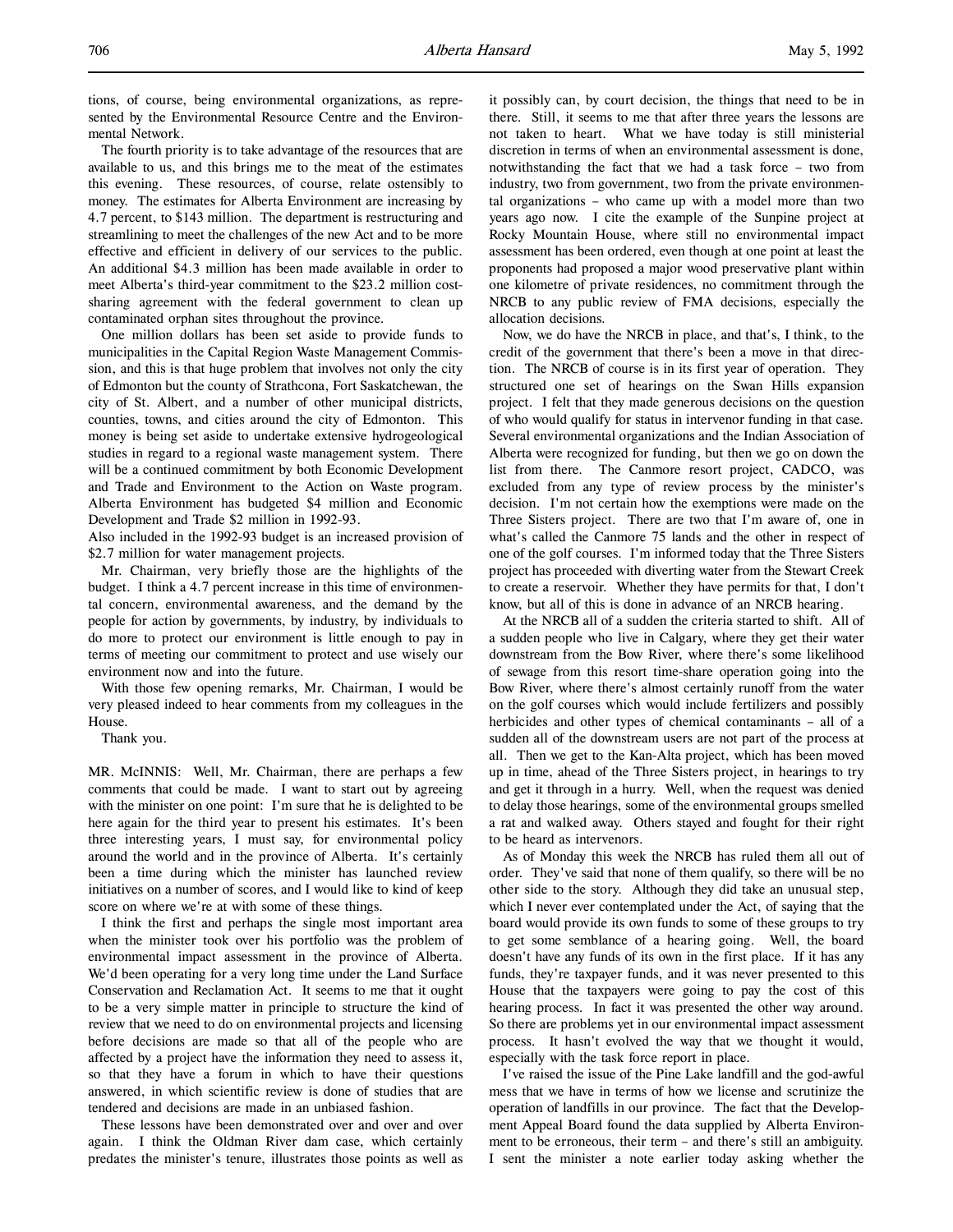tions, of course, being environmental organizations, as represented by the Environmental Resource Centre and the Environmental Network.

The fourth priority is to take advantage of the resources that are available to us, and this brings me to the meat of the estimates this evening. These resources, of course, relate ostensibly to money. The estimates for Alberta Environment are increasing by 4.7 percent, to $143 million. The department is restructuring and streamlining to meet the challenges of the new Act and to be more effective and efficient in delivery of our services to the public. An additional $4.3 million has been made available in order to meet Alberta's third-year commitment to the $23.2 million cost-sharing agreement with the federal government to clean up contaminated orphan sites throughout the province.

One million dollars has been set aside to provide funds to municipalities in the Capital Region Waste Management Commission, and this is that huge problem that involves not only the city of Edmonton but the county of Strathcona, Fort Saskatchewan, the city of St. Albert, and a number of other municipal districts, counties, towns, and cities around the city of Edmonton. This money is being set aside to undertake extensive hydrogeological studies in regard to a regional waste management system. There will be a continued commitment by both Economic Development and Trade and Environment to the Action on Waste program. Alberta Environment has budgeted $4 million and Economic Development and Trade $2 million in 1992-93.

Also included in the 1992-93 budget is an increased provision of $2.7 million for water management projects.

Mr. Chairman, very briefly those are the highlights of the budget. I think a 4.7 percent increase in this time of environmental concern, environmental awareness, and the demand by the people for action by governments, by industry, by individuals to do more to protect our environment is little enough to pay in terms of meeting our commitment to protect and use wisely our environment now and into the future.

With those few opening remarks, Mr. Chairman, I would be very pleased indeed to hear comments from my colleagues in the House.

Thank you.

MR. McINNIS: Well, Mr. Chairman, there are perhaps a few comments that could be made. I want to start out by agreeing with the minister on one point: I'm sure that he is delighted to be here again for the third year to present his estimates. It's been three interesting years, I must say, for environmental policy around the world and in the province of Alberta. It's certainly been a time during which the minister has launched review initiatives on a number of scores, and I would like to kind of keep score on where we're at with some of these things.

I think the first and perhaps the single most important area when the minister took over his portfolio was the problem of environmental impact assessment in the province of Alberta. We'd been operating for a very long time under the Land Surface Conservation and Reclamation Act. It seems to me that it ought to be a very simple matter in principle to structure the kind of review that we need to do on environmental projects and licensing before decisions are made so that all of the people who are affected by a project have the information they need to assess it, so that they have a forum in which to have their questions answered, in which scientific review is done of studies that are tendered and decisions are made in an unbiased fashion.

These lessons have been demonstrated over and over and over again. I think the Oldman River dam case, which certainly predates the minister's tenure, illustrates those points as well as it possibly can, by court decision, the things that need to be in there. Still, it seems to me that after three years the lessons are not taken to heart. What we have today is still ministerial discretion in terms of when an environmental assessment is done, notwithstanding the fact that we had a task force – two from industry, two from government, two from the private environmental organizations – who came up with a model more than two years ago now. I cite the example of the Sunpine project at Rocky Mountain House, where still no environmental impact assessment has been ordered, even though at one point at least the proponents had proposed a major wood preservative plant within one kilometre of private residences, no commitment through the NRCB to any public review of FMA decisions, especially the allocation decisions.

Now, we do have the NRCB in place, and that's, I think, to the credit of the government that there's been a move in that direction. The NRCB of course is in its first year of operation. They structured one set of hearings on the Swan Hills expansion project. I felt that they made generous decisions on the question of who would qualify for status in intervenor funding in that case. Several environmental organizations and the Indian Association of Alberta were recognized for funding, but then we go on down the list from there. The Canmore resort project, CADCO, was excluded from any type of review process by the minister's decision. I'm not certain how the exemptions were made on the Three Sisters project. There are two that I'm aware of, one in what's called the Canmore 75 lands and the other in respect of one of the golf courses. I'm informed today that the Three Sisters project has proceeded with diverting water from the Stewart Creek to create a reservoir. Whether they have permits for that, I don't know, but all of this is done in advance of an NRCB hearing.

At the NRCB all of a sudden the criteria started to shift. All of a sudden people who live in Calgary, where they get their water downstream from the Bow River, where there's some likelihood of sewage from this resort time-share operation going into the Bow River, where there's almost certainly runoff from the water on the golf courses which would include fertilizers and possibly herbicides and other types of chemical contaminants – all of a sudden all of the downstream users are not part of the process at all. Then we get to the Kan-Alta project, which has been moved up in time, ahead of the Three Sisters project, in hearings to try and get it through in a hurry. Well, when the request was denied to delay those hearings, some of the environmental groups smelled a rat and walked away. Others stayed and fought for their right to be heard as intervenors.

As of Monday this week the NRCB has ruled them all out of order. They've said that none of them qualify, so there will be no other side to the story. Although they did take an unusual step, which I never ever contemplated under the Act, of saying that the board would provide its own funds to some of these groups to try to get some semblance of a hearing going. Well, the board doesn't have any funds of its own in the first place. If it has any funds, they're taxpayer funds, and it was never presented to this House that the taxpayers were going to pay the cost of this hearing process. In fact it was presented the other way around. So there are problems yet in our environmental impact assessment process. It hasn't evolved the way that we thought it would, especially with the task force report in place.

I've raised the issue of the Pine Lake landfill and the god-awful mess that we have in terms of how we license and scrutinize the operation of landfills in our province. The fact that the Development Appeal Board found the data supplied by Alberta Environment to be erroneous, their term – and there's still an ambiguity. I sent the minister a note earlier today asking whether the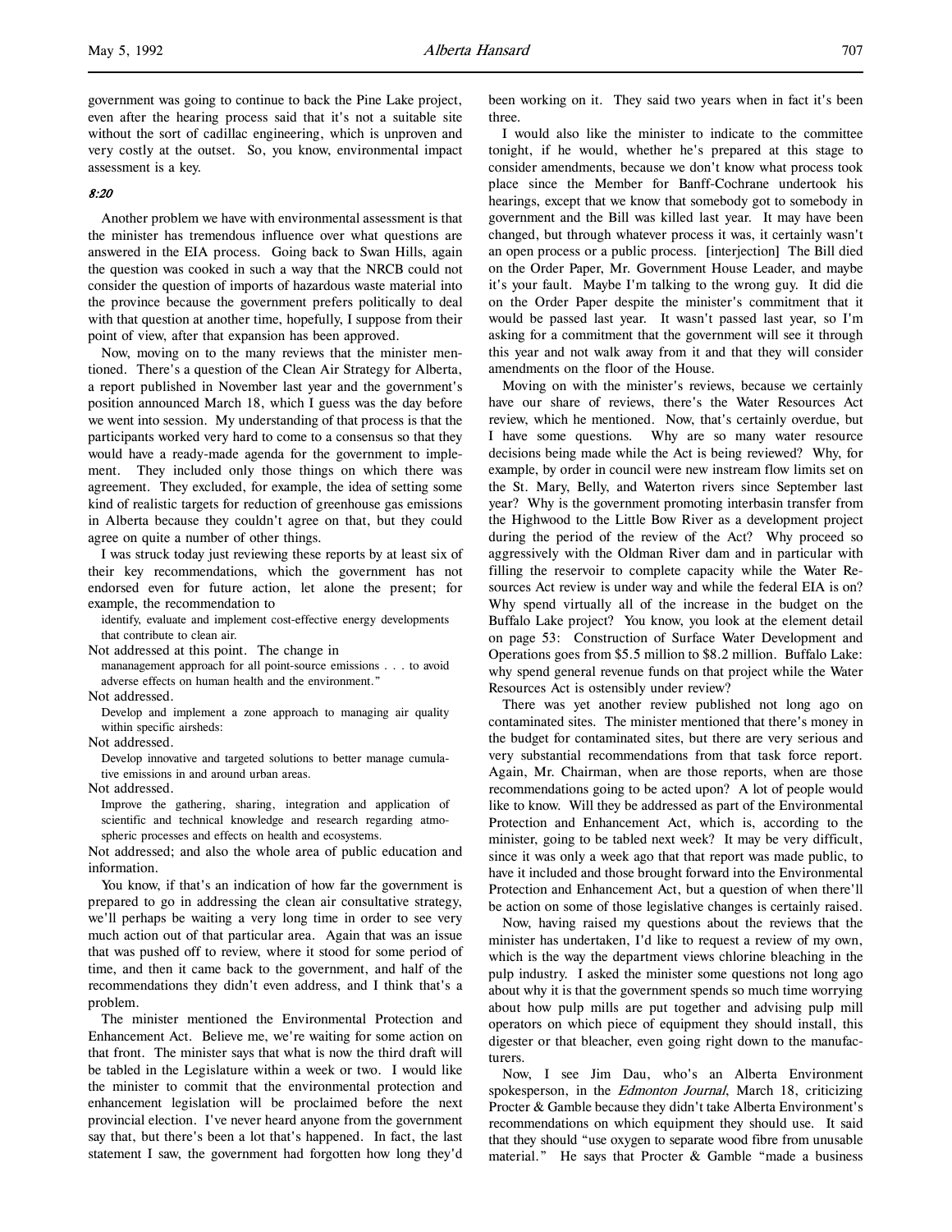government was going to continue to back the Pine Lake project, even after the hearing process said that it's not a suitable site without the sort of cadillac engineering, which is unproven and very costly at the outset. So, you know, environmental impact assessment is a key.

*8:20*

Another problem we have with environmental assessment is that the minister has tremendous influence over what questions are answered in the EIA process. Going back to Swan Hills, again the question was cooked in such a way that the NRCB could not consider the question of imports of hazardous waste material into the province because the government prefers politically to deal with that question at another time, hopefully, I suppose from their point of view, after that expansion has been approved.

Now, moving on to the many reviews that the minister mentioned. There's a question of the Clean Air Strategy for Alberta, a report published in November last year and the government's position announced March 18, which I guess was the day before we went into session. My understanding of that process is that the participants worked very hard to come to a consensus so that they would have a ready-made agenda for the government to implement. They included only those things on which there was agreement. They excluded, for example, the idea of setting some kind of realistic targets for reduction of greenhouse gas emissions in Alberta because they couldn't agree on that, but they could agree on quite a number of other things.

I was struck today just reviewing these reports by at least six of their key recommendations, which the government has not endorsed even for future action, let alone the present; for example, the recommendation to

> identify, evaluate and implement cost-effective energy developments that contribute to clean air.

Not addressed at this point. The change in

> mananagement approach for all point-source emissions . . . to avoid adverse effects on human health and the environment."

Not addressed.

> Develop and implement a zone approach to managing air quality within specific airsheds:

Not addressed.

> Develop innovative and targeted solutions to better manage cumulative emissions in and around urban areas.

Not addressed.

> Improve the gathering, sharing, integration and application of scientific and technical knowledge and research regarding atmospheric processes and effects on health and ecosystems.

Not addressed; and also the whole area of public education and information.

You know, if that's an indication of how far the government is prepared to go in addressing the clean air consultative strategy, we'll perhaps be waiting a very long time in order to see very much action out of that particular area. Again that was an issue that was pushed off to review, where it stood for some period of time, and then it came back to the government, and half of the recommendations they didn't even address, and I think that's a problem.

The minister mentioned the Environmental Protection and Enhancement Act. Believe me, we're waiting for some action on that front. The minister says that what is now the third draft will be tabled in the Legislature within a week or two. I would like the minister to commit that the environmental protection and enhancement legislation will be proclaimed before the next provincial election. I've never heard anyone from the government say that, but there's been a lot that's happened. In fact, the last statement I saw, the government had forgotten how long they'd been working on it. They said two years when in fact it's been three.

I would also like the minister to indicate to the committee tonight, if he would, whether he's prepared at this stage to consider amendments, because we don't know what process took place since the Member for Banff-Cochrane undertook his hearings, except that we know that somebody got to somebody in government and the Bill was killed last year. It may have been changed, but through whatever process it was, it certainly wasn't an open process or a public process. [interjection] The Bill died on the Order Paper, Mr. Government House Leader, and maybe it's your fault. Maybe I'm talking to the wrong guy. It did die on the Order Paper despite the minister's commitment that it would be passed last year. It wasn't passed last year, so I'm asking for a commitment that the government will see it through this year and not walk away from it and that they will consider amendments on the floor of the House.

Moving on with the minister's reviews, because we certainly have our share of reviews, there's the Water Resources Act review, which he mentioned. Now, that's certainly overdue, but I have some questions. Why are so many water resource decisions being made while the Act is being reviewed? Why, for example, by order in council were new instream flow limits set on the St. Mary, Belly, and Waterton rivers since September last year? Why is the government promoting interbasin transfer from the Highwood to the Little Bow River as a development project during the period of the review of the Act? Why proceed so aggressively with the Oldman River dam and in particular with filling the reservoir to complete capacity while the Water Resources Act review is under way and while the federal EIA is on? Why spend virtually all of the increase in the budget on the Buffalo Lake project? You know, you look at the element detail on page 53: Construction of Surface Water Development and Operations goes from \$5.5 million to \$8.2 million. Buffalo Lake: why spend general revenue funds on that project while the Water Resources Act is ostensibly under review?

There was yet another review published not long ago on contaminated sites. The minister mentioned that there's money in the budget for contaminated sites, but there are very serious and very substantial recommendations from that task force report. Again, Mr. Chairman, when are those reports, when are those recommendations going to be acted upon? A lot of people would like to know. Will they be addressed as part of the Environmental Protection and Enhancement Act, which is, according to the minister, going to be tabled next week? It may be very difficult, since it was only a week ago that that report was made public, to have it included and those brought forward into the Environmental Protection and Enhancement Act, but a question of when there'll be action on some of those legislative changes is certainly raised.

Now, having raised my questions about the reviews that the minister has undertaken, I'd like to request a review of my own, which is the way the department views chlorine bleaching in the pulp industry. I asked the minister some questions not long ago about why it is that the government spends so much time worrying about how pulp mills are put together and advising pulp mill operators on which piece of equipment they should install, this digester or that bleacher, even going right down to the manufacturers.

Now, I see Jim Dau, who's an Alberta Environment spokesperson, in the *Edmonton Journal*, March 18, criticizing Procter & Gamble because they didn't take Alberta Environment's recommendations on which equipment they should use. It said that they should "use oxygen to separate wood fibre from unusable material." He says that Procter & Gamble "made a business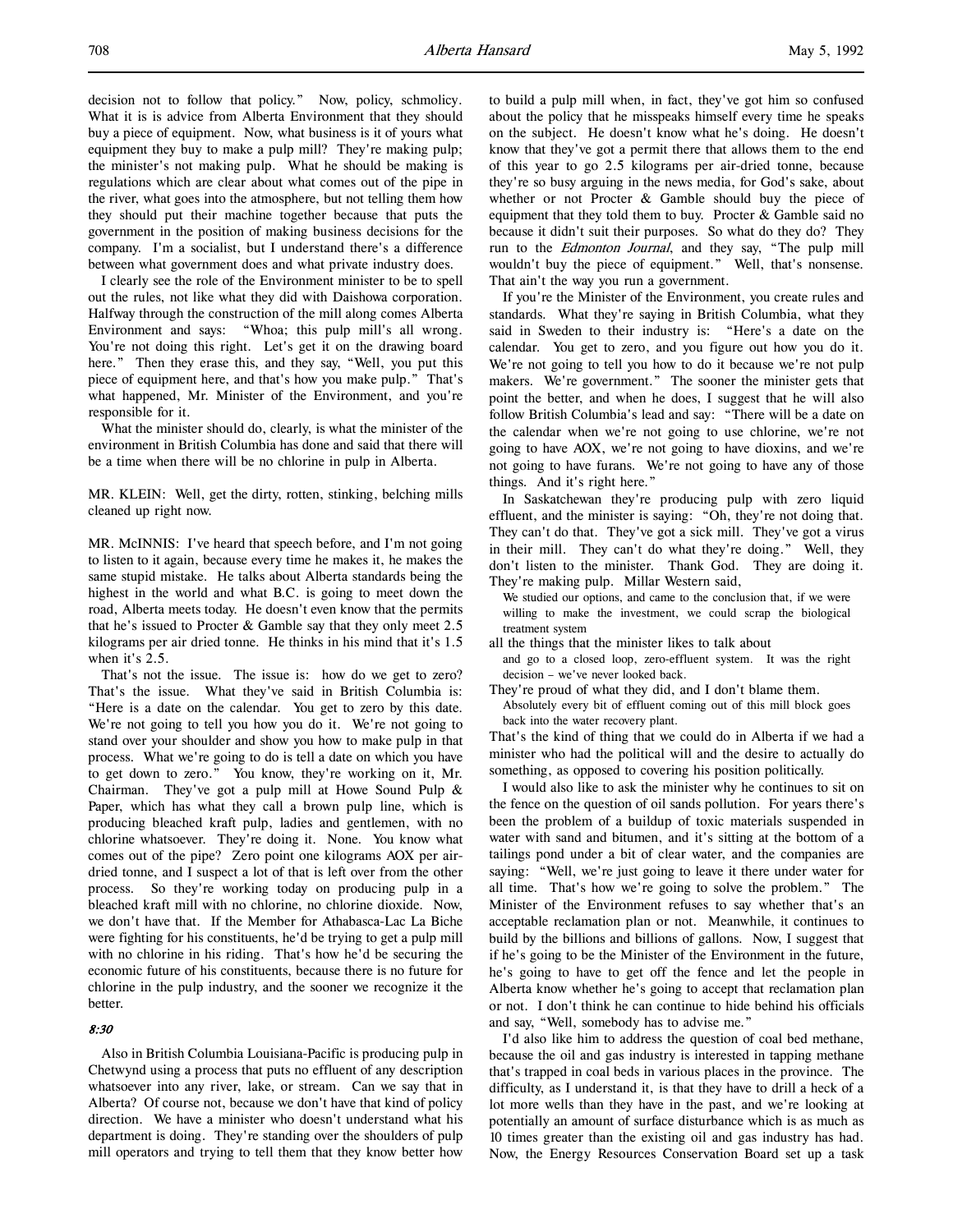decision not to follow that policy." Now, policy, schmolicy. What it is is advice from Alberta Environment that they should buy a piece of equipment. Now, what business is it of yours what equipment they buy to make a pulp mill? They're making pulp; the minister's not making pulp. What he should be making is regulations which are clear about what comes out of the pipe in the river, what goes into the atmosphere, but not telling them how they should put their machine together because that puts the government in the position of making business decisions for the company. I'm a socialist, but I understand there's a difference between what government does and what private industry does.

I clearly see the role of the Environment minister to be to spell out the rules, not like what they did with Daishowa corporation. Halfway through the construction of the mill along comes Alberta Environment and says: "Whoa; this pulp mill's all wrong. You're not doing this right. Let's get it on the drawing board here." Then they erase this, and they say, "Well, you put this piece of equipment here, and that's how you make pulp." That's what happened, Mr. Minister of the Environment, and you're responsible for it.

What the minister should do, clearly, is what the minister of the environment in British Columbia has done and said that there will be a time when there will be no chlorine in pulp in Alberta.

MR. KLEIN: Well, get the dirty, rotten, stinking, belching mills cleaned up right now.

MR. McINNIS: I've heard that speech before, and I'm not going to listen to it again, because every time he makes it, he makes the same stupid mistake. He talks about Alberta standards being the highest in the world and what B.C. is going to meet down the road, Alberta meets today. He doesn't even know that the permits that he's issued to Procter & Gamble say that they only meet 2.5 kilograms per air dried tonne. He thinks in his mind that it's 1.5 when it's 2.5.

That's not the issue. The issue is: how do we get to zero? That's the issue. What they've said in British Columbia is: "Here is a date on the calendar. You get to zero by this date. We're not going to tell you how you do it. We're not going to stand over your shoulder and show you how to make pulp in that process. What we're going to do is tell a date on which you have to get down to zero." You know, they're working on it, Mr. Chairman. They've got a pulp mill at Howe Sound Pulp & Paper, which has what they call a brown pulp line, which is producing bleached kraft pulp, ladies and gentlemen, with no chlorine whatsoever. They're doing it. None. You know what comes out of the pipe? Zero point one kilograms AOX per air-dried tonne, and I suspect a lot of that is left over from the other process. So they're working today on producing pulp in a bleached kraft mill with no chlorine, no chlorine dioxide. Now, we don't have that. If the Member for Athabasca-Lac La Biche were fighting for his constituents, he'd be trying to get a pulp mill with no chlorine in his riding. That's how he'd be securing the economic future of his constituents, because there is no future for chlorine in the pulp industry, and the sooner we recognize it the better.

*8:30*

Also in British Columbia Louisiana-Pacific is producing pulp in Chetwynd using a process that puts no effluent of any description whatsoever into any river, lake, or stream. Can we say that in Alberta? Of course not, because we don't have that kind of policy direction. We have a minister who doesn't understand what his department is doing. They're standing over the shoulders of pulp mill operators and trying to tell them that they know better how to build a pulp mill when, in fact, they've got him so confused about the policy that he misspeaks himself every time he speaks on the subject. He doesn't know what he's doing. He doesn't know that they've got a permit there that allows them to the end of this year to go 2.5 kilograms per air-dried tonne, because they're so busy arguing in the news media, for God's sake, about whether or not Procter & Gamble should buy the piece of equipment that they told them to buy. Procter & Gamble said no because it didn't suit their purposes. So what do they do? They run to the *Edmonton Journal*, and they say, "The pulp mill wouldn't buy the piece of equipment." Well, that's nonsense. That ain't the way you run a government.

If you're the Minister of the Environment, you create rules and standards. What they're saying in British Columbia, what they said in Sweden to their industry is: "Here's a date on the calendar. You get to zero, and you figure out how you do it. We're not going to tell you how to do it because we're not pulp makers. We're government." The sooner the minister gets that point the better, and when he does, I suggest that he will also follow British Columbia's lead and say: "There will be a date on the calendar when we're not going to use chlorine, we're not going to have AOX, we're not going to have dioxins, and we're not going to have furans. We're not going to have any of those things. And it's right here."

In Saskatchewan they're producing pulp with zero liquid effluent, and the minister is saying: "Oh, they're not doing that. They can't do that. They've got a sick mill. They've got a virus in their mill. They can't do what they're doing." Well, they don't listen to the minister. Thank God. They are doing it. They're making pulp. Millar Western said,

> We studied our options, and came to the conclusion that, if we were willing to make the investment, we could scrap the biological treatment system

all the things that the minister likes to talk about

> and go to a closed loop, zero-effluent system. It was the right decision – we've never looked back.

They're proud of what they did, and I don't blame them.

> Absolutely every bit of effluent coming out of this mill block goes back into the water recovery plant.

That's the kind of thing that we could do in Alberta if we had a minister who had the political will and the desire to actually do something, as opposed to covering his position politically.

I would also like to ask the minister why he continues to sit on the fence on the question of oil sands pollution. For years there's been the problem of a buildup of toxic materials suspended in water with sand and bitumen, and it's sitting at the bottom of a tailings pond under a bit of clear water, and the companies are saying: "Well, we're just going to leave it there under water for all time. That's how we're going to solve the problem." The Minister of the Environment refuses to say whether that's an acceptable reclamation plan or not. Meanwhile, it continues to build by the billions and billions of gallons. Now, I suggest that if he's going to be the Minister of the Environment in the future, he's going to have to get off the fence and let the people in Alberta know whether he's going to accept that reclamation plan or not. I don't think he can continue to hide behind his officials and say, "Well, somebody has to advise me."

I'd also like him to address the question of coal bed methane, because the oil and gas industry is interested in tapping methane that's trapped in coal beds in various places in the province. The difficulty, as I understand it, is that they have to drill a heck of a lot more wells than they have in the past, and we're looking at potentially an amount of surface disturbance which is as much as 10 times greater than the existing oil and gas industry has had. Now, the Energy Resources Conservation Board set up a task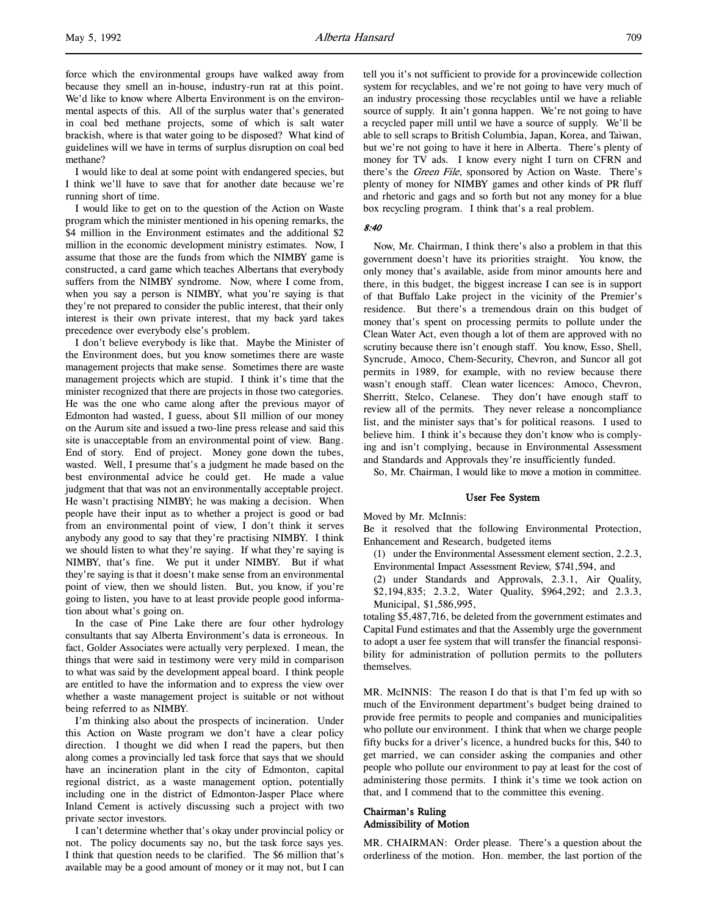force which the environmental groups have walked away from because they smell an in-house, industry-run rat at this point. We'd like to know where Alberta Environment is on the environmental aspects of this. All of the surplus water that's generated in coal bed methane projects, some of which is salt water brackish, where is that water going to be disposed? What kind of guidelines will we have in terms of surplus disruption on coal bed methane?

I would like to deal at some point with endangered species, but I think we'll have to save that for another date because we're running short of time.

I would like to get on to the question of the Action on Waste program which the minister mentioned in his opening remarks, the $4 million in the Environment estimates and the additional $2 million in the economic development ministry estimates. Now, I assume that those are the funds from which the NIMBY game is constructed, a card game which teaches Albertans that everybody suffers from the NIMBY syndrome. Now, where I come from, when you say a person is NIMBY, what you're saying is that they're not prepared to consider the public interest, that their only interest is their own private interest, that my back yard takes precedence over everybody else's problem.

I don't believe everybody is like that. Maybe the Minister of the Environment does, but you know sometimes there are waste management projects that make sense. Sometimes there are waste management projects which are stupid. I think it's time that the minister recognized that there are projects in those two categories. He was the one who came along after the previous mayor of Edmonton had wasted, I guess, about $11 million of our money on the Aurum site and issued a two-line press release and said this site is unacceptable from an environmental point of view. Bang. End of story. End of project. Money gone down the tubes, wasted. Well, I presume that's a judgment he made based on the best environmental advice he could get. He made a value judgment that that was not an environmentally acceptable project. He wasn't practising NIMBY; he was making a decision. When people have their input as to whether a project is good or bad from an environmental point of view, I don't think it serves anybody any good to say that they're practising NIMBY. I think we should listen to what they're saying. If what they're saying is NIMBY, that's fine. We put it under NIMBY. But if what they're saying is that it doesn't make sense from an environmental point of view, then we should listen. But, you know, if you're going to listen, you have to at least provide people good information about what's going on.

In the case of Pine Lake there are four other hydrology consultants that say Alberta Environment's data is erroneous. In fact, Golder Associates were actually very perplexed. I mean, the things that were said in testimony were very mild in comparison to what was said by the development appeal board. I think people are entitled to have the information and to express the view over whether a waste management project is suitable or not without being referred to as NIMBY.

I'm thinking also about the prospects of incineration. Under this Action on Waste program we don't have a clear policy direction. I thought we did when I read the papers, but then along comes a provincially led task force that says that we should have an incineration plant in the city of Edmonton, capital regional district, as a waste management option, potentially including one in the district of Edmonton-Jasper Place where Inland Cement is actively discussing such a project with two private sector investors.

I can't determine whether that's okay under provincial policy or not. The policy documents say no, but the task force says yes. I think that question needs to be clarified. The $6 million that's available may be a good amount of money or it may not, but I can tell you it's not sufficient to provide for a provincewide collection system for recyclables, and we're not going to have very much of an industry processing those recyclables until we have a reliable source of supply. It ain't gonna happen. We're not going to have a recycled paper mill until we have a source of supply. We'll be able to sell scraps to British Columbia, Japan, Korea, and Taiwan, but we're not going to have it here in Alberta. There's plenty of money for TV ads. I know every night I turn on CFRN and there's the *Green File*, sponsored by Action on Waste. There's plenty of money for NIMBY games and other kinds of PR fluff and rhetoric and gags and so forth but not any money for a blue box recycling program. I think that's a real problem.

*8:40*

Now, Mr. Chairman, I think there's also a problem in that this government doesn't have its priorities straight. You know, the only money that's available, aside from minor amounts here and there, in this budget, the biggest increase I can see is in support of that Buffalo Lake project in the vicinity of the Premier's residence. But there's a tremendous drain on this budget of money that's spent on processing permits to pollute under the Clean Water Act, even though a lot of them are approved with no scrutiny because there isn't enough staff. You know, Esso, Shell, Syncrude, Amoco, Chem-Security, Chevron, and Suncor all got permits in 1989, for example, with no review because there wasn't enough staff. Clean water licences: Amoco, Chevron, Sherritt, Stelco, Celanese. They don't have enough staff to review all of the permits. They never release a noncompliance list, and the minister says that's for political reasons. I used to believe him. I think it's because they don't know who is complying and isn't complying, because in Environmental Assessment and Standards and Approvals they're insufficiently funded.

So, Mr. Chairman, I would like to move a motion in committee.

### User Fee System

Moved by Mr. McInnis:

Be it resolved that the following Environmental Protection, Enhancement and Research, budgeted items

(1) under the Environmental Assessment element section, 2.2.3, Environmental Impact Assessment Review, $741,594, and

(2) under Standards and Approvals, 2.3.1, Air Quality, $2,194,835; 2.3.2, Water Quality, $964,292; and 2.3.3, Municipal, $1,586,995,

totaling $5,487,716, be deleted from the government estimates and Capital Fund estimates and that the Assembly urge the government to adopt a user fee system that will transfer the financial responsibility for administration of pollution permits to the polluters themselves.

MR. McINNIS: The reason I do that is that I'm fed up with so much of the Environment department's budget being drained to provide free permits to people and companies and municipalities who pollute our environment. I think that when we charge people fifty bucks for a driver's licence, a hundred bucks for this, $40 to get married, we can consider asking the companies and other people who pollute our environment to pay at least for the cost of administering those permits. I think it's time we took action on that, and I commend that to the committee this evening.

### Chairman's Ruling
### Admissibility of Motion

MR. CHAIRMAN: Order please. There's a question about the orderliness of the motion. Hon. member, the last portion of the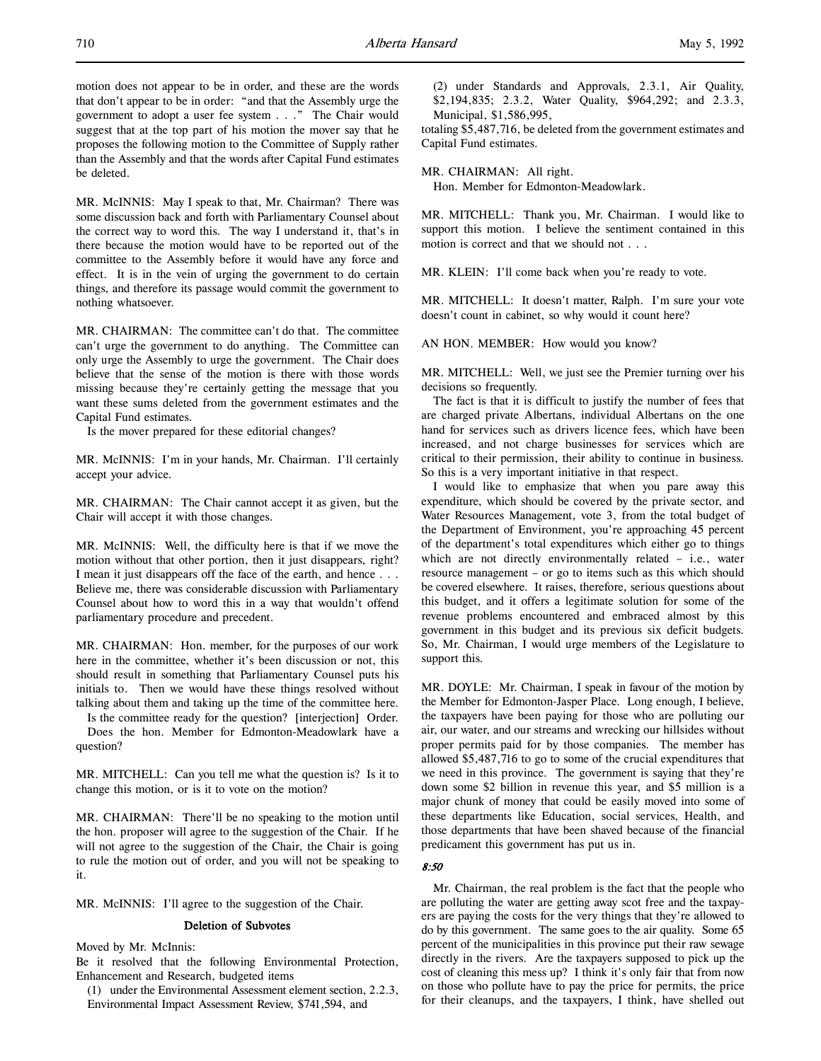motion does not appear to be in order, and these are the words that don't appear to be in order: "and that the Assembly urge the government to adopt a user fee system . . ." The Chair would suggest that at the top part of his motion the mover say that he proposes the following motion to the Committee of Supply rather than the Assembly and that the words after Capital Fund estimates be deleted.

MR. McINNIS: May I speak to that, Mr. Chairman? There was some discussion back and forth with Parliamentary Counsel about the correct way to word this. The way I understand it, that's in there because the motion would have to be reported out of the committee to the Assembly before it would have any force and effect. It is in the vein of urging the government to do certain things, and therefore its passage would commit the government to nothing whatsoever.

MR. CHAIRMAN: The committee can't do that. The committee can't urge the government to do anything. The Committee can only urge the Assembly to urge the government. The Chair does believe that the sense of the motion is there with those words missing because they're certainly getting the message that you want these sums deleted from the government estimates and the Capital Fund estimates.

Is the mover prepared for these editorial changes?

MR. McINNIS: I'm in your hands, Mr. Chairman. I'll certainly accept your advice.

MR. CHAIRMAN: The Chair cannot accept it as given, but the Chair will accept it with those changes.

MR. McINNIS: Well, the difficulty here is that if we move the motion without that other portion, then it just disappears, right? I mean it just disappears off the face of the earth, and hence . . . Believe me, there was considerable discussion with Parliamentary Counsel about how to word this in a way that wouldn't offend parliamentary procedure and precedent.

MR. CHAIRMAN: Hon. member, for the purposes of our work here in the committee, whether it's been discussion or not, this should result in something that Parliamentary Counsel puts his initials to. Then we would have these things resolved without talking about them and taking up the time of the committee here.

Is the committee ready for the question? [interjection] Order. Does the hon. Member for Edmonton-Meadowlark have a question?

MR. MITCHELL: Can you tell me what the question is? Is it to change this motion, or is it to vote on the motion?

MR. CHAIRMAN: There'll be no speaking to the motion until the hon. proposer will agree to the suggestion of the Chair. If he will not agree to the suggestion of the Chair, the Chair is going to rule the motion out of order, and you will not be speaking to it.

MR. McINNIS: I'll agree to the suggestion of the Chair.

## Deletion of Subvotes

Moved by Mr. McInnis:

Be it resolved that the following Environmental Protection, Enhancement and Research, budgeted items

(1) under the Environmental Assessment element section, 2.2.3, Environmental Impact Assessment Review, $741,594, and

(2) under Standards and Approvals, 2.3.1, Air Quality, $2,194,835; 2.3.2, Water Quality, $964,292; and 2.3.3, Municipal, $1,586,995,

totaling $5,487,716, be deleted from the government estimates and Capital Fund estimates.

MR. CHAIRMAN: All right.

Hon. Member for Edmonton-Meadowlark.

MR. MITCHELL: Thank you, Mr. Chairman. I would like to support this motion. I believe the sentiment contained in this motion is correct and that we should not . . .

MR. KLEIN: I'll come back when you're ready to vote.

MR. MITCHELL: It doesn't matter, Ralph. I'm sure your vote doesn't count in cabinet, so why would it count here?

AN HON. MEMBER: How would you know?

MR. MITCHELL: Well, we just see the Premier turning over his decisions so frequently.

The fact is that it is difficult to justify the number of fees that are charged private Albertans, individual Albertans on the one hand for services such as drivers licence fees, which have been increased, and not charge businesses for services which are critical to their permission, their ability to continue in business. So this is a very important initiative in that respect.

I would like to emphasize that when you pare away this expenditure, which should be covered by the private sector, and Water Resources Management, vote 3, from the total budget of the Department of Environment, you're approaching 45 percent of the department's total expenditures which either go to things which are not directly environmentally related – i.e., water resource management – or go to items such as this which should be covered elsewhere. It raises, therefore, serious questions about this budget, and it offers a legitimate solution for some of the revenue problems encountered and embraced almost by this government in this budget and its previous six deficit budgets. So, Mr. Chairman, I would urge members of the Legislature to support this.

MR. DOYLE: Mr. Chairman, I speak in favour of the motion by the Member for Edmonton-Jasper Place. Long enough, I believe, the taxpayers have been paying for those who are polluting our air, our water, and our streams and wrecking our hillsides without proper permits paid for by those companies. The member has allowed $5,487,716 to go to some of the crucial expenditures that we need in this province. The government is saying that they're down some $2 billion in revenue this year, and $5 million is a major chunk of money that could be easily moved into some of these departments like Education, social services, Health, and those departments that have been shaved because of the financial predicament this government has put us in.

*8:50*

Mr. Chairman, the real problem is the fact that the people who are polluting the water are getting away scot free and the taxpayers are paying the costs for the very things that they're allowed to do by this government. The same goes to the air quality. Some 65 percent of the municipalities in this province put their raw sewage directly in the rivers. Are the taxpayers supposed to pick up the cost of cleaning this mess up? I think it's only fair that from now on those who pollute have to pay the price for permits, the price for their cleanups, and the taxpayers, I think, have shelled out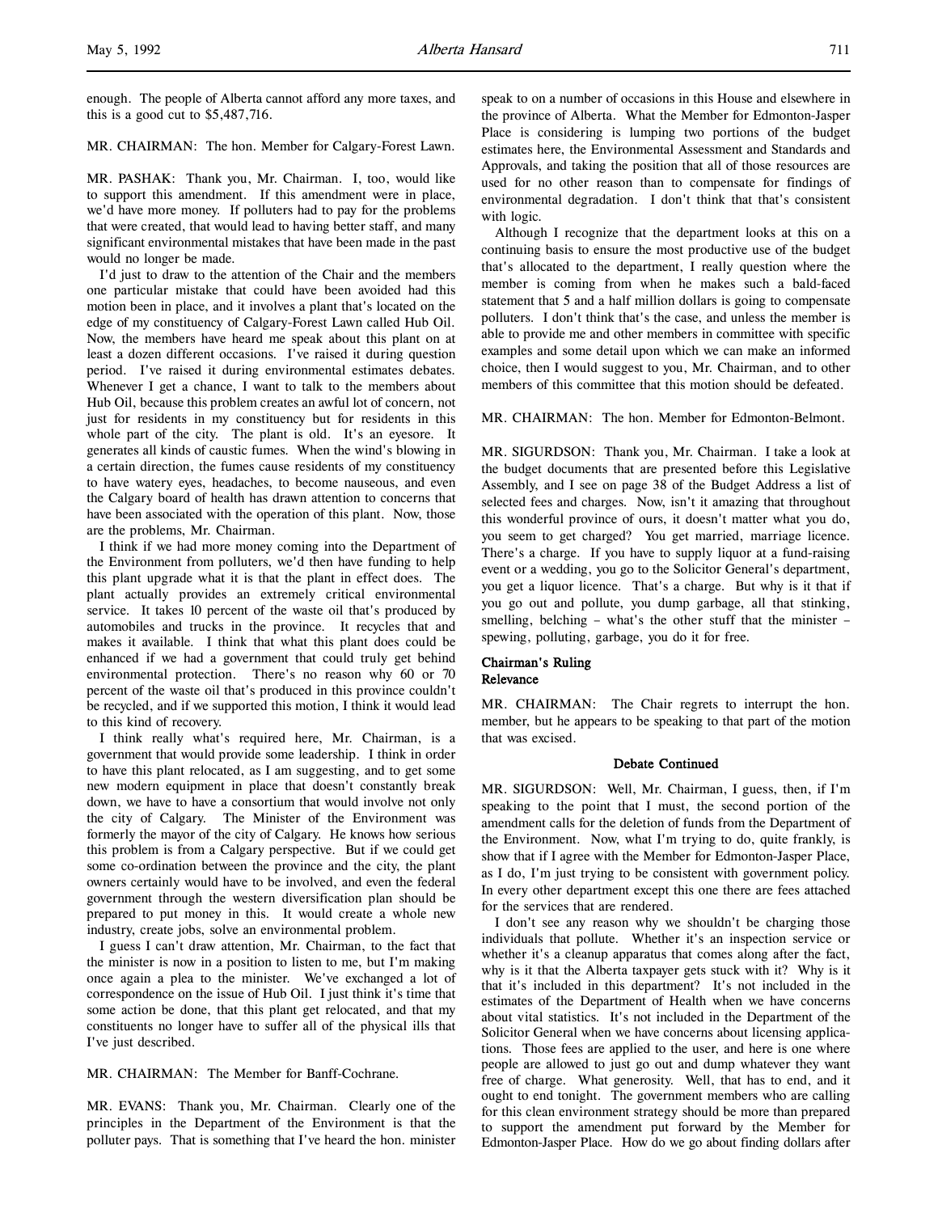enough. The people of Alberta cannot afford any more taxes, and this is a good cut to $5,487,716.

MR. CHAIRMAN: The hon. Member for Calgary-Forest Lawn.

MR. PASHAK: Thank you, Mr. Chairman. I, too, would like to support this amendment. If this amendment were in place, we'd have more money. If polluters had to pay for the problems that were created, that would lead to having better staff, and many significant environmental mistakes that have been made in the past would no longer be made.

I'd just to draw to the attention of the Chair and the members one particular mistake that could have been avoided had this motion been in place, and it involves a plant that's located on the edge of my constituency of Calgary-Forest Lawn called Hub Oil. Now, the members have heard me speak about this plant on at least a dozen different occasions. I've raised it during question period. I've raised it during environmental estimates debates. Whenever I get a chance, I want to talk to the members about Hub Oil, because this problem creates an awful lot of concern, not just for residents in my constituency but for residents in this whole part of the city. The plant is old. It's an eyesore. It generates all kinds of caustic fumes. When the wind's blowing in a certain direction, the fumes cause residents of my constituency to have watery eyes, headaches, to become nauseous, and even the Calgary board of health has drawn attention to concerns that have been associated with the operation of this plant. Now, those are the problems, Mr. Chairman.

I think if we had more money coming into the Department of the Environment from polluters, we'd then have funding to help this plant upgrade what it is that the plant in effect does. The plant actually provides an extremely critical environmental service. It takes 10 percent of the waste oil that's produced by automobiles and trucks in the province. It recycles that and makes it available. I think that what this plant does could be enhanced if we had a government that could truly get behind environmental protection. There's no reason why 60 or 70 percent of the waste oil that's produced in this province couldn't be recycled, and if we supported this motion, I think it would lead to this kind of recovery.

I think really what's required here, Mr. Chairman, is a government that would provide some leadership. I think in order to have this plant relocated, as I am suggesting, and to get some new modern equipment in place that doesn't constantly break down, we have to have a consortium that would involve not only the city of Calgary. The Minister of the Environment was formerly the mayor of the city of Calgary. He knows how serious this problem is from a Calgary perspective. But if we could get some co-ordination between the province and the city, the plant owners certainly would have to be involved, and even the federal government through the western diversification plan should be prepared to put money in this. It would create a whole new industry, create jobs, solve an environmental problem.

I guess I can't draw attention, Mr. Chairman, to the fact that the minister is now in a position to listen to me, but I'm making once again a plea to the minister. We've exchanged a lot of correspondence on the issue of Hub Oil. I just think it's time that some action be done, that this plant get relocated, and that my constituents no longer have to suffer all of the physical ills that I've just described.

MR. CHAIRMAN: The Member for Banff-Cochrane.

MR. EVANS: Thank you, Mr. Chairman. Clearly one of the principles in the Department of the Environment is that the polluter pays. That is something that I've heard the hon. minister speak to on a number of occasions in this House and elsewhere in the province of Alberta. What the Member for Edmonton-Jasper Place is considering is lumping two portions of the budget estimates here, the Environmental Assessment and Standards and Approvals, and taking the position that all of those resources are used for no other reason than to compensate for findings of environmental degradation. I don't think that that's consistent with logic.

Although I recognize that the department looks at this on a continuing basis to ensure the most productive use of the budget that's allocated to the department, I really question where the member is coming from when he makes such a bald-faced statement that 5 and a half million dollars is going to compensate polluters. I don't think that's the case, and unless the member is able to provide me and other members in committee with specific examples and some detail upon which we can make an informed choice, then I would suggest to you, Mr. Chairman, and to other members of this committee that this motion should be defeated.

MR. CHAIRMAN: The hon. Member for Edmonton-Belmont.

MR. SIGURDSON: Thank you, Mr. Chairman. I take a look at the budget documents that are presented before this Legislative Assembly, and I see on page 38 of the Budget Address a list of selected fees and charges. Now, isn't it amazing that throughout this wonderful province of ours, it doesn't matter what you do, you seem to get charged? You get married, marriage licence. There's a charge. If you have to supply liquor at a fund-raising event or a wedding, you go to the Solicitor General's department, you get a liquor licence. That's a charge. But why is it that if you go out and pollute, you dump garbage, all that stinking, smelling, belching – what's the other stuff that the minister – spewing, polluting, garbage, you do it for free.

### Chairman's Ruling
### Relevance

MR. CHAIRMAN: The Chair regrets to interrupt the hon. member, but he appears to be speaking to that part of the motion that was excised.

### Debate Continued

MR. SIGURDSON: Well, Mr. Chairman, I guess, then, if I'm speaking to the point that I must, the second portion of the amendment calls for the deletion of funds from the Department of the Environment. Now, what I'm trying to do, quite frankly, is show that if I agree with the Member for Edmonton-Jasper Place, as I do, I'm just trying to be consistent with government policy. In every other department except this one there are fees attached for the services that are rendered.

I don't see any reason why we shouldn't be charging those individuals that pollute. Whether it's an inspection service or whether it's a cleanup apparatus that comes along after the fact, why is it that the Alberta taxpayer gets stuck with it? Why is it that it's included in this department? It's not included in the estimates of the Department of Health when we have concerns about vital statistics. It's not included in the Department of the Solicitor General when we have concerns about licensing applications. Those fees are applied to the user, and here is one where people are allowed to just go out and dump whatever they want free of charge. What generosity. Well, that has to end, and it ought to end tonight. The government members who are calling for this clean environment strategy should be more than prepared to support the amendment put forward by the Member for Edmonton-Jasper Place. How do we go about finding dollars after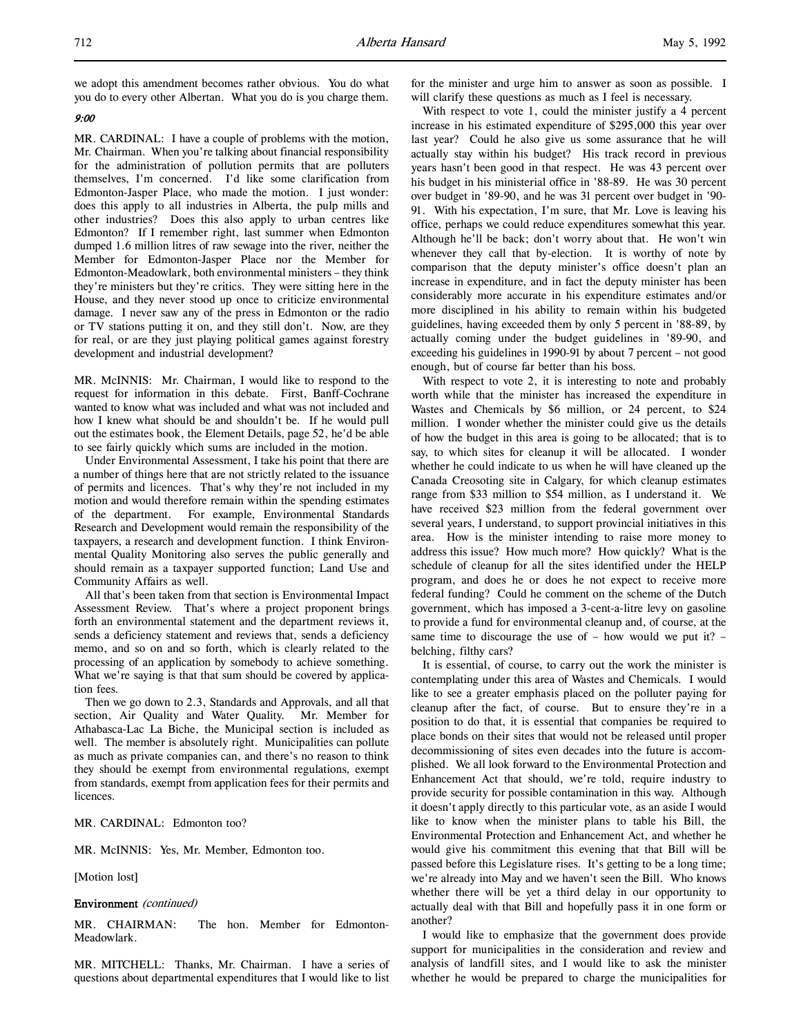we adopt this amendment becomes rather obvious. You do what you do to every other Albertan. What you do is you charge them.

*9:00*

MR. CARDINAL: I have a couple of problems with the motion, Mr. Chairman. When you're talking about financial responsibility for the administration of pollution permits that are polluters themselves, I'm concerned. I'd like some clarification from Edmonton-Jasper Place, who made the motion. I just wonder: does this apply to all industries in Alberta, the pulp mills and other industries? Does this also apply to urban centres like Edmonton? If I remember right, last summer when Edmonton dumped 1.6 million litres of raw sewage into the river, neither the Member for Edmonton-Jasper Place nor the Member for Edmonton-Meadowlark, both environmental ministers – they think they're ministers but they're critics. They were sitting here in the House, and they never stood up once to criticize environmental damage. I never saw any of the press in Edmonton or the radio or TV stations putting it on, and they still don't. Now, are they for real, or are they just playing political games against forestry development and industrial development?

MR. McINNIS: Mr. Chairman, I would like to respond to the request for information in this debate. First, Banff-Cochrane wanted to know what was included and what was not included and how I knew what should be and shouldn't be. If he would pull out the estimates book, the Element Details, page 52, he'd be able to see fairly quickly which sums are included in the motion.

Under Environmental Assessment, I take his point that there are a number of things here that are not strictly related to the issuance of permits and licences. That's why they're not included in my motion and would therefore remain within the spending estimates of the department. For example, Environmental Standards Research and Development would remain the responsibility of the taxpayers, a research and development function. I think Environmental Quality Monitoring also serves the public generally and should remain as a taxpayer supported function; Land Use and Community Affairs as well.

All that's been taken from that section is Environmental Impact Assessment Review. That's where a project proponent brings forth an environmental statement and the department reviews it, sends a deficiency statement and reviews that, sends a deficiency memo, and so on and so forth, which is clearly related to the processing of an application by somebody to achieve something. What we're saying is that that sum should be covered by application fees.

Then we go down to 2.3, Standards and Approvals, and all that section, Air Quality and Water Quality. Mr. Member for Athabasca-Lac La Biche, the Municipal section is included as well. The member is absolutely right. Municipalities can pollute as much as private companies can, and there's no reason to think they should be exempt from environmental regulations, exempt from standards, exempt from application fees for their permits and licences.

MR. CARDINAL: Edmonton too?

MR. McINNIS: Yes, Mr. Member, Edmonton too.

[Motion lost]

**Environment** *(continued)*

MR. CHAIRMAN: The hon. Member for Edmonton-Meadowlark.

MR. MITCHELL: Thanks, Mr. Chairman. I have a series of questions about departmental expenditures that I would like to list for the minister and urge him to answer as soon as possible. I will clarify these questions as much as I feel is necessary.

With respect to vote 1, could the minister justify a 4 percent increase in his estimated expenditure of $295,000 this year over last year? Could he also give us some assurance that he will actually stay within his budget? His track record in previous years hasn't been good in that respect. He was 43 percent over his budget in his ministerial office in '88-89. He was 30 percent over budget in '89-90, and he was 31 percent over budget in '90-91. With his expectation, I'm sure, that Mr. Love is leaving his office, perhaps we could reduce expenditures somewhat this year. Although he'll be back; don't worry about that. He won't win whenever they call that by-election. It is worthy of note by comparison that the deputy minister's office doesn't plan an increase in expenditure, and in fact the deputy minister has been considerably more accurate in his expenditure estimates and/or more disciplined in his ability to remain within his budgeted guidelines, having exceeded them by only 5 percent in '88-89, by actually coming under the budget guidelines in '89-90, and exceeding his guidelines in 1990-91 by about 7 percent – not good enough, but of course far better than his boss.

With respect to vote 2, it is interesting to note and probably worth while that the minister has increased the expenditure in Wastes and Chemicals by $6 million, or 24 percent, to $24 million. I wonder whether the minister could give us the details of how the budget in this area is going to be allocated; that is to say, to which sites for cleanup it will be allocated. I wonder whether he could indicate to us when he will have cleaned up the Canada Creosoting site in Calgary, for which cleanup estimates range from $33 million to $54 million, as I understand it. We have received $23 million from the federal government over several years, I understand, to support provincial initiatives in this area. How is the minister intending to raise more money to address this issue? How much more? How quickly? What is the schedule of cleanup for all the sites identified under the HELP program, and does he or does he not expect to receive more federal funding? Could he comment on the scheme of the Dutch government, which has imposed a 3-cent-a-litre levy on gasoline to provide a fund for environmental cleanup and, of course, at the same time to discourage the use of – how would we put it? – belching, filthy cars?

It is essential, of course, to carry out the work the minister is contemplating under this area of Wastes and Chemicals. I would like to see a greater emphasis placed on the polluter paying for cleanup after the fact, of course. But to ensure they're in a position to do that, it is essential that companies be required to place bonds on their sites that would not be released until proper decommissioning of sites even decades into the future is accomplished. We all look forward to the Environmental Protection and Enhancement Act that should, we're told, require industry to provide security for possible contamination in this way. Although it doesn't apply directly to this particular vote, as an aside I would like to know when the minister plans to table his Bill, the Environmental Protection and Enhancement Act, and whether he would give his commitment this evening that that Bill will be passed before this Legislature rises. It's getting to be a long time; we're already into May and we haven't seen the Bill. Who knows whether there will be yet a third delay in our opportunity to actually deal with that Bill and hopefully pass it in one form or another?

I would like to emphasize that the government does provide support for municipalities in the consideration and review and analysis of landfill sites, and I would like to ask the minister whether he would be prepared to charge the municipalities for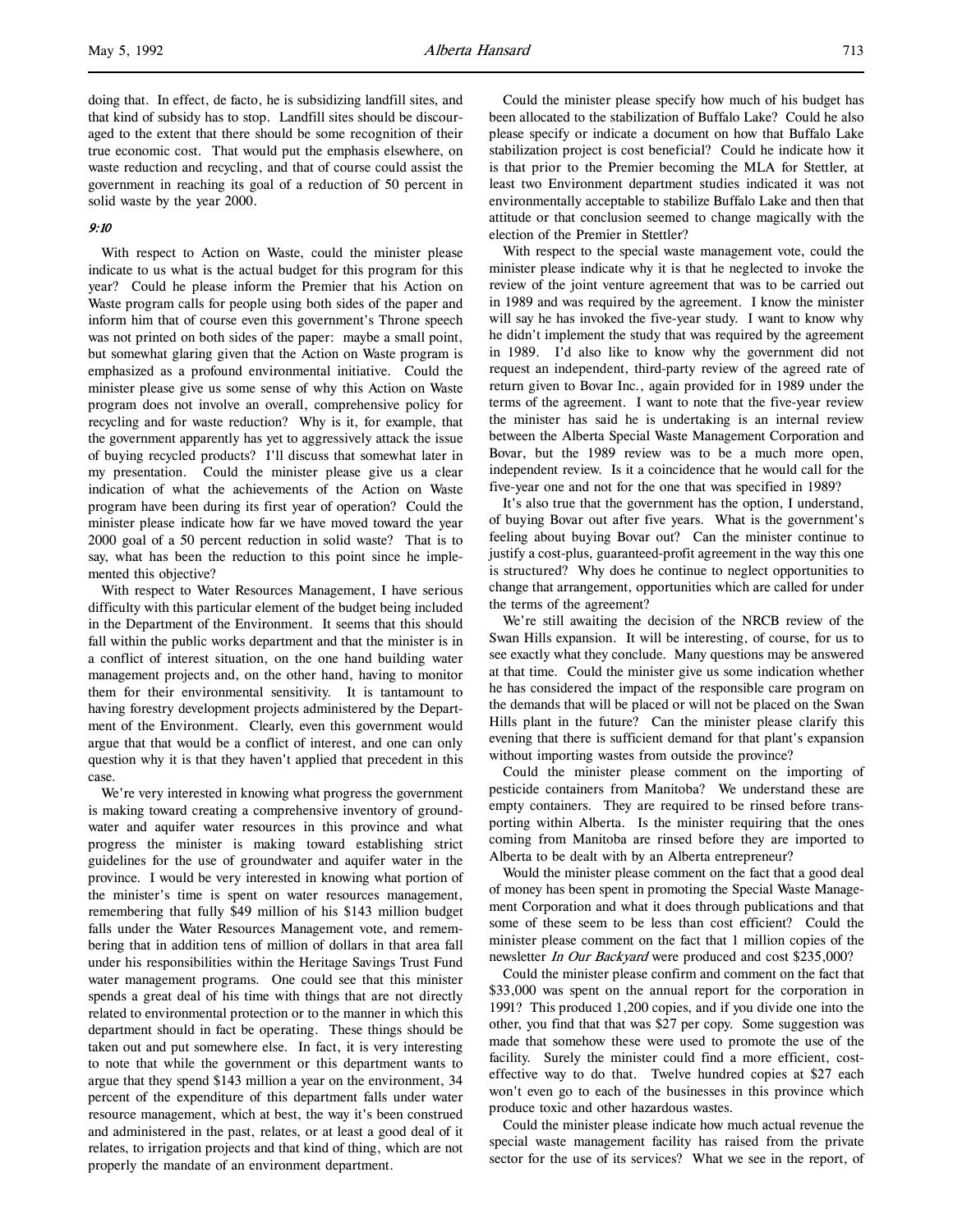doing that. In effect, de facto, he is subsidizing landfill sites, and that kind of subsidy has to stop. Landfill sites should be discouraged to the extent that there should be some recognition of their true economic cost. That would put the emphasis elsewhere, on waste reduction and recycling, and that of course could assist the government in reaching its goal of a reduction of 50 percent in solid waste by the year 2000.

*9:10*

With respect to Action on Waste, could the minister please indicate to us what is the actual budget for this program for this year? Could he please inform the Premier that his Action on Waste program calls for people using both sides of the paper and inform him that of course even this government's Throne speech was not printed on both sides of the paper: maybe a small point, but somewhat glaring given that the Action on Waste program is emphasized as a profound environmental initiative. Could the minister please give us some sense of why this Action on Waste program does not involve an overall, comprehensive policy for recycling and for waste reduction? Why is it, for example, that the government apparently has yet to aggressively attack the issue of buying recycled products? I'll discuss that somewhat later in my presentation. Could the minister please give us a clear indication of what the achievements of the Action on Waste program have been during its first year of operation? Could the minister please indicate how far we have moved toward the year 2000 goal of a 50 percent reduction in solid waste? That is to say, what has been the reduction to this point since he implemented this objective?

With respect to Water Resources Management, I have serious difficulty with this particular element of the budget being included in the Department of the Environment. It seems that this should fall within the public works department and that the minister is in a conflict of interest situation, on the one hand building water management projects and, on the other hand, having to monitor them for their environmental sensitivity. It is tantamount to having forestry development projects administered by the Department of the Environment. Clearly, even this government would argue that that would be a conflict of interest, and one can only question why it is that they haven't applied that precedent in this case.

We're very interested in knowing what progress the government is making toward creating a comprehensive inventory of groundwater and aquifer water resources in this province and what progress the minister is making toward establishing strict guidelines for the use of groundwater and aquifer water in the province. I would be very interested in knowing what portion of the minister's time is spent on water resources management, remembering that fully $49 million of his $143 million budget falls under the Water Resources Management vote, and remembering that in addition tens of million of dollars in that area fall under his responsibilities within the Heritage Savings Trust Fund water management programs. One could see that this minister spends a great deal of his time with things that are not directly related to environmental protection or to the manner in which this department should in fact be operating. These things should be taken out and put somewhere else. In fact, it is very interesting to note that while the government or this department wants to argue that they spend $143 million a year on the environment, 34 percent of the expenditure of this department falls under water resource management, which at best, the way it's been construed and administered in the past, relates, or at least a good deal of it relates, to irrigation projects and that kind of thing, which are not properly the mandate of an environment department.

Could the minister please specify how much of his budget has been allocated to the stabilization of Buffalo Lake? Could he also please specify or indicate a document on how that Buffalo Lake stabilization project is cost beneficial? Could he indicate how it is that prior to the Premier becoming the MLA for Stettler, at least two Environment department studies indicated it was not environmentally acceptable to stabilize Buffalo Lake and then that attitude or that conclusion seemed to change magically with the election of the Premier in Stettler?

With respect to the special waste management vote, could the minister please indicate why it is that he neglected to invoke the review of the joint venture agreement that was to be carried out in 1989 as was required by the agreement. I know the minister will say he has invoked the five-year study. I want to know why he didn't implement the study that was required by the agreement in 1989. I'd also like to know why the government did not request an independent, third-party review of the agreed rate of return given to Bovar Inc., again provided for in 1989 under the terms of the agreement. I want to note that the five-year review the minister has said he is undertaking is an internal review between the Alberta Special Waste Management Corporation and Bovar, but the 1989 review was to be a much more open, independent review. Is it a coincidence that he would call for the five-year one and not for the one that was specified in 1989?

It's also true that the government has the option, I understand, of buying Bovar out after five years. What is the government's feeling about buying Bovar out? Can the minister continue to justify a cost-plus, guaranteed-profit agreement in the way this one is structured? Why does he continue to neglect opportunities to change that arrangement, opportunities which are called for under the terms of the agreement?

We're still awaiting the decision of the NRCB review of the Swan Hills expansion. It will be interesting, of course, for us to see exactly what they conclude. Many questions may be answered at that time. Could the minister give us some indication whether he has considered the impact of the responsible care program on the demands that will be placed or will not be placed on the Swan Hills plant in the future? Can the minister please clarify this evening that there is sufficient demand for that plant's expansion without importing wastes from outside the province?

Could the minister please comment on the importing of pesticide containers from Manitoba? We understand these are empty containers. They are required to be rinsed before transporting within Alberta. Is the minister requiring that the ones coming from Manitoba are rinsed before they are imported to Alberta to be dealt with by an Alberta entrepreneur?

Would the minister please comment on the fact that a good deal of money has been spent in promoting the Special Waste Management Corporation and what it does through publications and that some of these seem to be less than cost efficient? Could the minister please comment on the fact that 1 million copies of the newsletter *In Our Backyard* were produced and cost $235,000?

Could the minister please confirm and comment on the fact that $33,000 was spent on the annual report for the corporation in 1991? This produced 1,200 copies, and if you divide one into the other, you find that that was $27 per copy. Some suggestion was made that somehow these were used to promote the use of the facility. Surely the minister could find a more efficient, cost-effective way to do that. Twelve hundred copies at $27 each won't even go to each of the businesses in this province which produce toxic and other hazardous wastes.

Could the minister please indicate how much actual revenue the special waste management facility has raised from the private sector for the use of its services? What we see in the report, of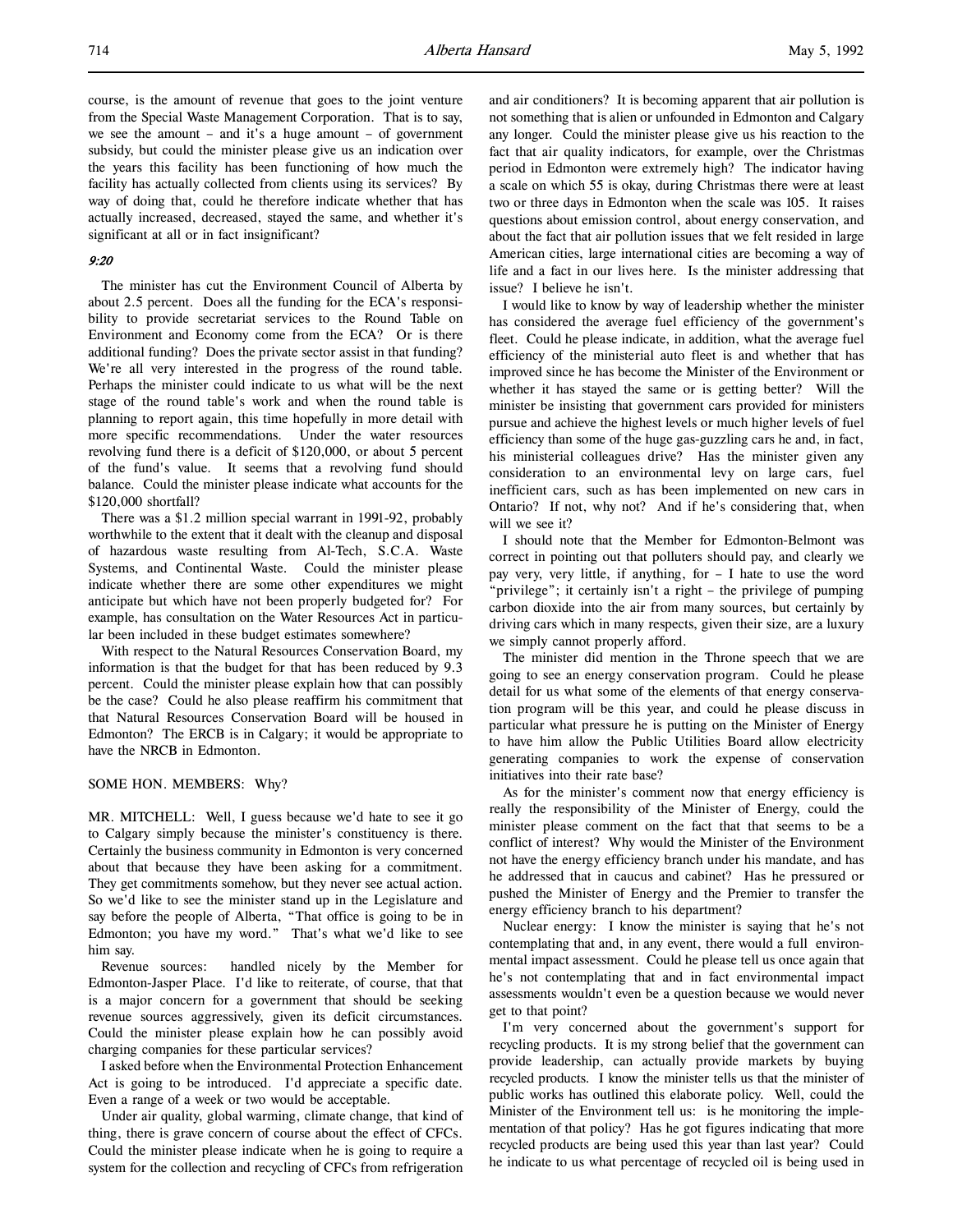course, is the amount of revenue that goes to the joint venture from the Special Waste Management Corporation. That is to say, we see the amount – and it's a huge amount – of government subsidy, but could the minister please give us an indication over the years this facility has been functioning of how much the facility has actually collected from clients using its services? By way of doing that, could he therefore indicate whether that has actually increased, decreased, stayed the same, and whether it's significant at all or in fact insignificant?

*9:20*

The minister has cut the Environment Council of Alberta by about 2.5 percent. Does all the funding for the ECA's responsibility to provide secretariat services to the Round Table on Environment and Economy come from the ECA? Or is there additional funding? Does the private sector assist in that funding? We're all very interested in the progress of the round table. Perhaps the minister could indicate to us what will be the next stage of the round table's work and when the round table is planning to report again, this time hopefully in more detail with more specific recommendations. Under the water resources revolving fund there is a deficit of $120,000, or about 5 percent of the fund's value. It seems that a revolving fund should balance. Could the minister please indicate what accounts for the $120,000 shortfall?

There was a $1.2 million special warrant in 1991-92, probably worthwhile to the extent that it dealt with the cleanup and disposal of hazardous waste resulting from Al-Tech, S.C.A. Waste Systems, and Continental Waste. Could the minister please indicate whether there are some other expenditures we might anticipate but which have not been properly budgeted for? For example, has consultation on the Water Resources Act in particular been included in these budget estimates somewhere?

With respect to the Natural Resources Conservation Board, my information is that the budget for that has been reduced by 9.3 percent. Could the minister please explain how that can possibly be the case? Could he also please reaffirm his commitment that that Natural Resources Conservation Board will be housed in Edmonton? The ERCB is in Calgary; it would be appropriate to have the NRCB in Edmonton.

SOME HON. MEMBERS: Why?

MR. MITCHELL: Well, I guess because we'd hate to see it go to Calgary simply because the minister's constituency is there. Certainly the business community in Edmonton is very concerned about that because they have been asking for a commitment. They get commitments somehow, but they never see actual action. So we'd like to see the minister stand up in the Legislature and say before the people of Alberta, "That office is going to be in Edmonton; you have my word." That's what we'd like to see him say.

Revenue sources: handled nicely by the Member for Edmonton-Jasper Place. I'd like to reiterate, of course, that that is a major concern for a government that should be seeking revenue sources aggressively, given its deficit circumstances. Could the minister please explain how he can possibly avoid charging companies for these particular services?

I asked before when the Environmental Protection Enhancement Act is going to be introduced. I'd appreciate a specific date. Even a range of a week or two would be acceptable.

Under air quality, global warming, climate change, that kind of thing, there is grave concern of course about the effect of CFCs. Could the minister please indicate when he is going to require a system for the collection and recycling of CFCs from refrigeration and air conditioners? It is becoming apparent that air pollution is not something that is alien or unfounded in Edmonton and Calgary any longer. Could the minister please give us his reaction to the fact that air quality indicators, for example, over the Christmas period in Edmonton were extremely high? The indicator having a scale on which 55 is okay, during Christmas there were at least two or three days in Edmonton when the scale was 105. It raises questions about emission control, about energy conservation, and about the fact that air pollution issues that we felt resided in large American cities, large international cities are becoming a way of life and a fact in our lives here. Is the minister addressing that issue? I believe he isn't.

I would like to know by way of leadership whether the minister has considered the average fuel efficiency of the government's fleet. Could he please indicate, in addition, what the average fuel efficiency of the ministerial auto fleet is and whether that has improved since he has become the Minister of the Environment or whether it has stayed the same or is getting better? Will the minister be insisting that government cars provided for ministers pursue and achieve the highest levels or much higher levels of fuel efficiency than some of the huge gas-guzzling cars he and, in fact, his ministerial colleagues drive? Has the minister given any consideration to an environmental levy on large cars, fuel inefficient cars, such as has been implemented on new cars in Ontario? If not, why not? And if he's considering that, when will we see it?

I should note that the Member for Edmonton-Belmont was correct in pointing out that polluters should pay, and clearly we pay very, very little, if anything, for – I hate to use the word "privilege"; it certainly isn't a right – the privilege of pumping carbon dioxide into the air from many sources, but certainly by driving cars which in many respects, given their size, are a luxury we simply cannot properly afford.

The minister did mention in the Throne speech that we are going to see an energy conservation program. Could he please detail for us what some of the elements of that energy conservation program will be this year, and could he please discuss in particular what pressure he is putting on the Minister of Energy to have him allow the Public Utilities Board allow electricity generating companies to work the expense of conservation initiatives into their rate base?

As for the minister's comment now that energy efficiency is really the responsibility of the Minister of Energy, could the minister please comment on the fact that that seems to be a conflict of interest? Why would the Minister of the Environment not have the energy efficiency branch under his mandate, and has he addressed that in caucus and cabinet? Has he pressured or pushed the Minister of Energy and the Premier to transfer the energy efficiency branch to his department?

Nuclear energy: I know the minister is saying that he's not contemplating that and, in any event, there would a full environmental impact assessment. Could he please tell us once again that he's not contemplating that and in fact environmental impact assessments wouldn't even be a question because we would never get to that point?

I'm very concerned about the government's support for recycling products. It is my strong belief that the government can provide leadership, can actually provide markets by buying recycled products. I know the minister tells us that the minister of public works has outlined this elaborate policy. Well, could the Minister of the Environment tell us: is he monitoring the implementation of that policy? Has he got figures indicating that more recycled products are being used this year than last year? Could he indicate to us what percentage of recycled oil is being used in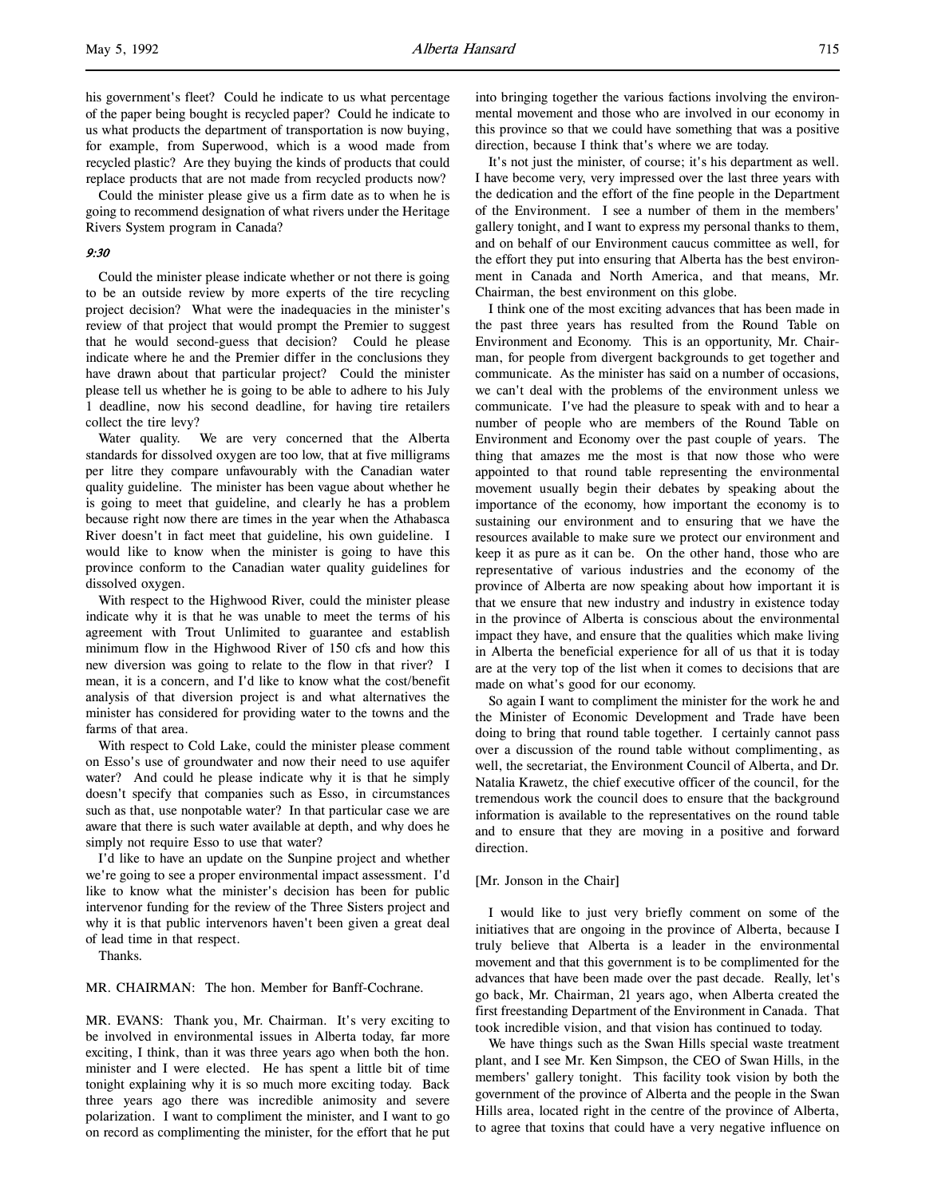his government's fleet? Could he indicate to us what percentage of the paper being bought is recycled paper? Could he indicate to us what products the department of transportation is now buying, for example, from Superwood, which is a wood made from recycled plastic? Are they buying the kinds of products that could replace products that are not made from recycled products now?

Could the minister please give us a firm date as to when he is going to recommend designation of what rivers under the Heritage Rivers System program in Canada?

*9:30*

Could the minister please indicate whether or not there is going to be an outside review by more experts of the tire recycling project decision? What were the inadequacies in the minister's review of that project that would prompt the Premier to suggest that he would second-guess that decision? Could he please indicate where he and the Premier differ in the conclusions they have drawn about that particular project? Could the minister please tell us whether he is going to be able to adhere to his July 1 deadline, now his second deadline, for having tire retailers collect the tire levy?

Water quality. We are very concerned that the Alberta standards for dissolved oxygen are too low, that at five milligrams per litre they compare unfavourably with the Canadian water quality guideline. The minister has been vague about whether he is going to meet that guideline, and clearly he has a problem because right now there are times in the year when the Athabasca River doesn't in fact meet that guideline, his own guideline. I would like to know when the minister is going to have this province conform to the Canadian water quality guidelines for dissolved oxygen.

With respect to the Highwood River, could the minister please indicate why it is that he was unable to meet the terms of his agreement with Trout Unlimited to guarantee and establish minimum flow in the Highwood River of 150 cfs and how this new diversion was going to relate to the flow in that river? I mean, it is a concern, and I'd like to know what the cost/benefit analysis of that diversion project is and what alternatives the minister has considered for providing water to the towns and the farms of that area.

With respect to Cold Lake, could the minister please comment on Esso's use of groundwater and now their need to use aquifer water? And could he please indicate why it is that he simply doesn't specify that companies such as Esso, in circumstances such as that, use nonpotable water? In that particular case we are aware that there is such water available at depth, and why does he simply not require Esso to use that water?

I'd like to have an update on the Sunpine project and whether we're going to see a proper environmental impact assessment. I'd like to know what the minister's decision has been for public intervenor funding for the review of the Three Sisters project and why it is that public intervenors haven't been given a great deal of lead time in that respect.

Thanks.

MR. CHAIRMAN: The hon. Member for Banff-Cochrane.

MR. EVANS: Thank you, Mr. Chairman. It's very exciting to be involved in environmental issues in Alberta today, far more exciting, I think, than it was three years ago when both the hon. minister and I were elected. He has spent a little bit of time tonight explaining why it is so much more exciting today. Back three years ago there was incredible animosity and severe polarization. I want to compliment the minister, and I want to go on record as complimenting the minister, for the effort that he put into bringing together the various factions involving the environmental movement and those who are involved in our economy in this province so that we could have something that was a positive direction, because I think that's where we are today.

It's not just the minister, of course; it's his department as well. I have become very, very impressed over the last three years with the dedication and the effort of the fine people in the Department of the Environment. I see a number of them in the members' gallery tonight, and I want to express my personal thanks to them, and on behalf of our Environment caucus committee as well, for the effort they put into ensuring that Alberta has the best environment in Canada and North America, and that means, Mr. Chairman, the best environment on this globe.

I think one of the most exciting advances that has been made in the past three years has resulted from the Round Table on Environment and Economy. This is an opportunity, Mr. Chairman, for people from divergent backgrounds to get together and communicate. As the minister has said on a number of occasions, we can't deal with the problems of the environment unless we communicate. I've had the pleasure to speak with and to hear a number of people who are members of the Round Table on Environment and Economy over the past couple of years. The thing that amazes me the most is that now those who were appointed to that round table representing the environmental movement usually begin their debates by speaking about the importance of the economy, how important the economy is to sustaining our environment and to ensuring that we have the resources available to make sure we protect our environment and keep it as pure as it can be. On the other hand, those who are representative of various industries and the economy of the province of Alberta are now speaking about how important it is that we ensure that new industry and industry in existence today in the province of Alberta is conscious about the environmental impact they have, and ensure that the qualities which make living in Alberta the beneficial experience for all of us that it is today are at the very top of the list when it comes to decisions that are made on what's good for our economy.

So again I want to compliment the minister for the work he and the Minister of Economic Development and Trade have been doing to bring that round table together. I certainly cannot pass over a discussion of the round table without complimenting, as well, the secretariat, the Environment Council of Alberta, and Dr. Natalia Krawetz, the chief executive officer of the council, for the tremendous work the council does to ensure that the background information is available to the representatives on the round table and to ensure that they are moving in a positive and forward direction.

[Mr. Jonson in the Chair]

I would like to just very briefly comment on some of the initiatives that are ongoing in the province of Alberta, because I truly believe that Alberta is a leader in the environmental movement and that this government is to be complimented for the advances that have been made over the past decade. Really, let's go back, Mr. Chairman, 21 years ago, when Alberta created the first freestanding Department of the Environment in Canada. That took incredible vision, and that vision has continued to today.

We have things such as the Swan Hills special waste treatment plant, and I see Mr. Ken Simpson, the CEO of Swan Hills, in the members' gallery tonight. This facility took vision by both the government of the province of Alberta and the people in the Swan Hills area, located right in the centre of the province of Alberta, to agree that toxins that could have a very negative influence on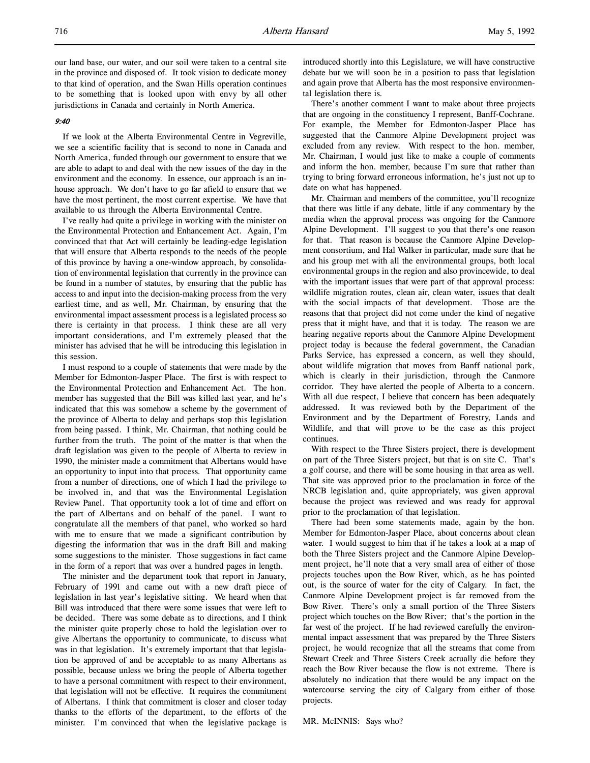our land base, our water, and our soil were taken to a central site in the province and disposed of. It took vision to dedicate money to that kind of operation, and the Swan Hills operation continues to be something that is looked upon with envy by all other jurisdictions in Canada and certainly in North America.

*9:40*

If we look at the Alberta Environmental Centre in Vegreville, we see a scientific facility that is second to none in Canada and North America, funded through our government to ensure that we are able to adapt to and deal with the new issues of the day in the environment and the economy. In essence, our approach is an in-house approach. We don't have to go far afield to ensure that we have the most pertinent, the most current expertise. We have that available to us through the Alberta Environmental Centre.

I've really had quite a privilege in working with the minister on the Environmental Protection and Enhancement Act. Again, I'm convinced that that Act will certainly be leading-edge legislation that will ensure that Alberta responds to the needs of the people of this province by having a one-window approach, by consolidation of environmental legislation that currently in the province can be found in a number of statutes, by ensuring that the public has access to and input into the decision-making process from the very earliest time, and as well, Mr. Chairman, by ensuring that the environmental impact assessment process is a legislated process so there is certainty in that process. I think these are all very important considerations, and I'm extremely pleased that the minister has advised that he will be introducing this legislation in this session.

I must respond to a couple of statements that were made by the Member for Edmonton-Jasper Place. The first is with respect to the Environmental Protection and Enhancement Act. The hon. member has suggested that the Bill was killed last year, and he's indicated that this was somehow a scheme by the government of the province of Alberta to delay and perhaps stop this legislation from being passed. I think, Mr. Chairman, that nothing could be further from the truth. The point of the matter is that when the draft legislation was given to the people of Alberta to review in 1990, the minister made a commitment that Albertans would have an opportunity to input into that process. That opportunity came from a number of directions, one of which I had the privilege to be involved in, and that was the Environmental Legislation Review Panel. That opportunity took a lot of time and effort on the part of Albertans and on behalf of the panel. I want to congratulate all the members of that panel, who worked so hard with me to ensure that we made a significant contribution by digesting the information that was in the draft Bill and making some suggestions to the minister. Those suggestions in fact came in the form of a report that was over a hundred pages in length.

The minister and the department took that report in January, February of 1991 and came out with a new draft piece of legislation in last year's legislative sitting. We heard when that Bill was introduced that there were some issues that were left to be decided. There was some debate as to directions, and I think the minister quite properly chose to hold the legislation over to give Albertans the opportunity to communicate, to discuss what was in that legislation. It's extremely important that that legislation be approved of and be acceptable to as many Albertans as possible, because unless we bring the people of Alberta together to have a personal commitment with respect to their environment, that legislation will not be effective. It requires the commitment of Albertans. I think that commitment is closer and closer today thanks to the efforts of the department, to the efforts of the minister. I'm convinced that when the legislative package is introduced shortly into this Legislature, we will have constructive debate but we will soon be in a position to pass that legislation and again prove that Alberta has the most responsive environmental legislation there is.

There's another comment I want to make about three projects that are ongoing in the constituency I represent, Banff-Cochrane. For example, the Member for Edmonton-Jasper Place has suggested that the Canmore Alpine Development project was excluded from any review. With respect to the hon. member, Mr. Chairman, I would just like to make a couple of comments and inform the hon. member, because I'm sure that rather than trying to bring forward erroneous information, he's just not up to date on what has happened.

Mr. Chairman and members of the committee, you'll recognize that there was little if any debate, little if any commentary by the media when the approval process was ongoing for the Canmore Alpine Development. I'll suggest to you that there's one reason for that. That reason is because the Canmore Alpine Development consortium, and Hal Walker in particular, made sure that he and his group met with all the environmental groups, both local environmental groups in the region and also provincewide, to deal with the important issues that were part of that approval process: wildlife migration routes, clean air, clean water, issues that dealt with the social impacts of that development. Those are the reasons that that project did not come under the kind of negative press that it might have, and that it is today. The reason we are hearing negative reports about the Canmore Alpine Development project today is because the federal government, the Canadian Parks Service, has expressed a concern, as well they should, about wildlife migration that moves from Banff national park, which is clearly in their jurisdiction, through the Canmore corridor. They have alerted the people of Alberta to a concern. With all due respect, I believe that concern has been adequately addressed. It was reviewed both by the Department of the Environment and by the Department of Forestry, Lands and Wildlife, and that will prove to be the case as this project continues.

With respect to the Three Sisters project, there is development on part of the Three Sisters project, but that is on site C. That's a golf course, and there will be some housing in that area as well. That site was approved prior to the proclamation in force of the NRCB legislation and, quite appropriately, was given approval because the project was reviewed and was ready for approval prior to the proclamation of that legislation.

There had been some statements made, again by the hon. Member for Edmonton-Jasper Place, about concerns about clean water. I would suggest to him that if he takes a look at a map of both the Three Sisters project and the Canmore Alpine Development project, he'll note that a very small area of either of those projects touches upon the Bow River, which, as he has pointed out, is the source of water for the city of Calgary. In fact, the Canmore Alpine Development project is far removed from the Bow River. There's only a small portion of the Three Sisters project which touches on the Bow River; that's the portion in the far west of the project. If he had reviewed carefully the environmental impact assessment that was prepared by the Three Sisters project, he would recognize that all the streams that come from Stewart Creek and Three Sisters Creek actually die before they reach the Bow River because the flow is not extreme. There is absolutely no indication that there would be any impact on the watercourse serving the city of Calgary from either of those projects.

MR. McINNIS: Says who?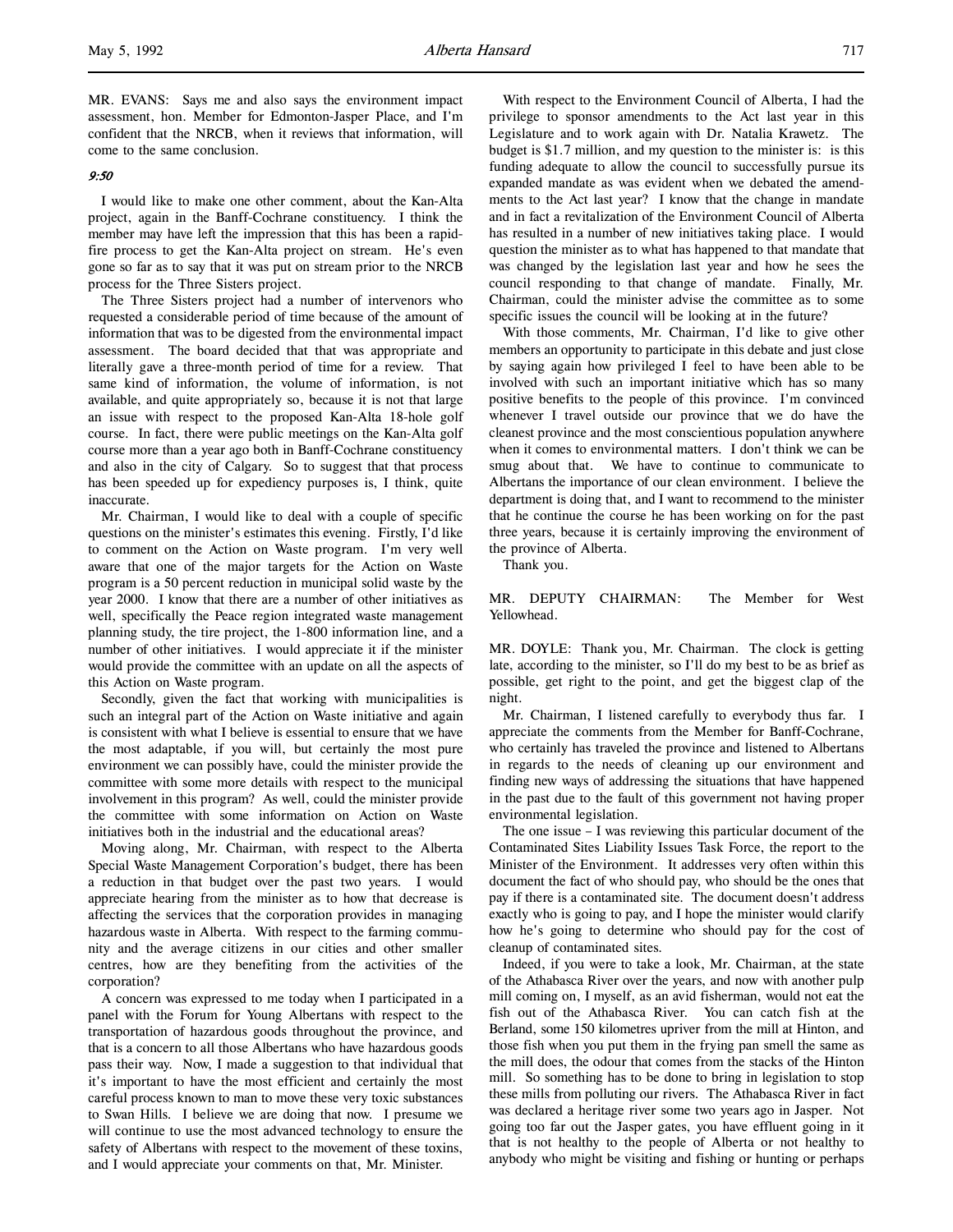MR. EVANS: Says me and also says the environment impact assessment, hon. Member for Edmonton-Jasper Place, and I'm confident that the NRCB, when it reviews that information, will come to the same conclusion.

*9:50*

I would like to make one other comment, about the Kan-Alta project, again in the Banff-Cochrane constituency. I think the member may have left the impression that this has been a rapid-fire process to get the Kan-Alta project on stream. He's even gone so far as to say that it was put on stream prior to the NRCB process for the Three Sisters project.

The Three Sisters project had a number of intervenors who requested a considerable period of time because of the amount of information that was to be digested from the environmental impact assessment. The board decided that that was appropriate and literally gave a three-month period of time for a review. That same kind of information, the volume of information, is not available, and quite appropriately so, because it is not that large an issue with respect to the proposed Kan-Alta 18-hole golf course. In fact, there were public meetings on the Kan-Alta golf course more than a year ago both in Banff-Cochrane constituency and also in the city of Calgary. So to suggest that that process has been speeded up for expediency purposes is, I think, quite inaccurate.

Mr. Chairman, I would like to deal with a couple of specific questions on the minister's estimates this evening. Firstly, I'd like to comment on the Action on Waste program. I'm very well aware that one of the major targets for the Action on Waste program is a 50 percent reduction in municipal solid waste by the year 2000. I know that there are a number of other initiatives as well, specifically the Peace region integrated waste management planning study, the tire project, the 1-800 information line, and a number of other initiatives. I would appreciate it if the minister would provide the committee with an update on all the aspects of this Action on Waste program.

Secondly, given the fact that working with municipalities is such an integral part of the Action on Waste initiative and again is consistent with what I believe is essential to ensure that we have the most adaptable, if you will, but certainly the most pure environment we can possibly have, could the minister provide the committee with some more details with respect to the municipal involvement in this program? As well, could the minister provide the committee with some information on Action on Waste initiatives both in the industrial and the educational areas?

Moving along, Mr. Chairman, with respect to the Alberta Special Waste Management Corporation's budget, there has been a reduction in that budget over the past two years. I would appreciate hearing from the minister as to how that decrease is affecting the services that the corporation provides in managing hazardous waste in Alberta. With respect to the farming community and the average citizens in our cities and other smaller centres, how are they benefiting from the activities of the corporation?

A concern was expressed to me today when I participated in a panel with the Forum for Young Albertans with respect to the transportation of hazardous goods throughout the province, and that is a concern to all those Albertans who have hazardous goods pass their way. Now, I made a suggestion to that individual that it's important to have the most efficient and certainly the most careful process known to man to move these very toxic substances to Swan Hills. I believe we are doing that now. I presume we will continue to use the most advanced technology to ensure the safety of Albertans with respect to the movement of these toxins, and I would appreciate your comments on that, Mr. Minister.

With respect to the Environment Council of Alberta, I had the privilege to sponsor amendments to the Act last year in this Legislature and to work again with Dr. Natalia Krawetz. The budget is $1.7 million, and my question to the minister is: is this funding adequate to allow the council to successfully pursue its expanded mandate as was evident when we debated the amendments to the Act last year? I know that the change in mandate and in fact a revitalization of the Environment Council of Alberta has resulted in a number of new initiatives taking place. I would question the minister as to what has happened to that mandate that was changed by the legislation last year and how he sees the council responding to that change of mandate. Finally, Mr. Chairman, could the minister advise the committee as to some specific issues the council will be looking at in the future?

With those comments, Mr. Chairman, I'd like to give other members an opportunity to participate in this debate and just close by saying again how privileged I feel to have been able to be involved with such an important initiative which has so many positive benefits to the people of this province. I'm convinced whenever I travel outside our province that we do have the cleanest province and the most conscientious population anywhere when it comes to environmental matters. I don't think we can be smug about that. We have to continue to communicate to Albertans the importance of our clean environment. I believe the department is doing that, and I want to recommend to the minister that he continue the course he has been working on for the past three years, because it is certainly improving the environment of the province of Alberta.

Thank you.

MR. DEPUTY CHAIRMAN: The Member for West Yellowhead.

MR. DOYLE: Thank you, Mr. Chairman. The clock is getting late, according to the minister, so I'll do my best to be as brief as possible, get right to the point, and get the biggest clap of the night.

Mr. Chairman, I listened carefully to everybody thus far. I appreciate the comments from the Member for Banff-Cochrane, who certainly has traveled the province and listened to Albertans in regards to the needs of cleaning up our environment and finding new ways of addressing the situations that have happened in the past due to the fault of this government not having proper environmental legislation.

The one issue – I was reviewing this particular document of the Contaminated Sites Liability Issues Task Force, the report to the Minister of the Environment. It addresses very often within this document the fact of who should pay, who should be the ones that pay if there is a contaminated site. The document doesn't address exactly who is going to pay, and I hope the minister would clarify how he's going to determine who should pay for the cost of cleanup of contaminated sites.

Indeed, if you were to take a look, Mr. Chairman, at the state of the Athabasca River over the years, and now with another pulp mill coming on, I myself, as an avid fisherman, would not eat the fish out of the Athabasca River. You can catch fish at the Berland, some 150 kilometres upriver from the mill at Hinton, and those fish when you put them in the frying pan smell the same as the mill does, the odour that comes from the stacks of the Hinton mill. So something has to be done to bring in legislation to stop these mills from polluting our rivers. The Athabasca River in fact was declared a heritage river some two years ago in Jasper. Not going too far out the Jasper gates, you have effluent going in it that is not healthy to the people of Alberta or not healthy to anybody who might be visiting and fishing or hunting or perhaps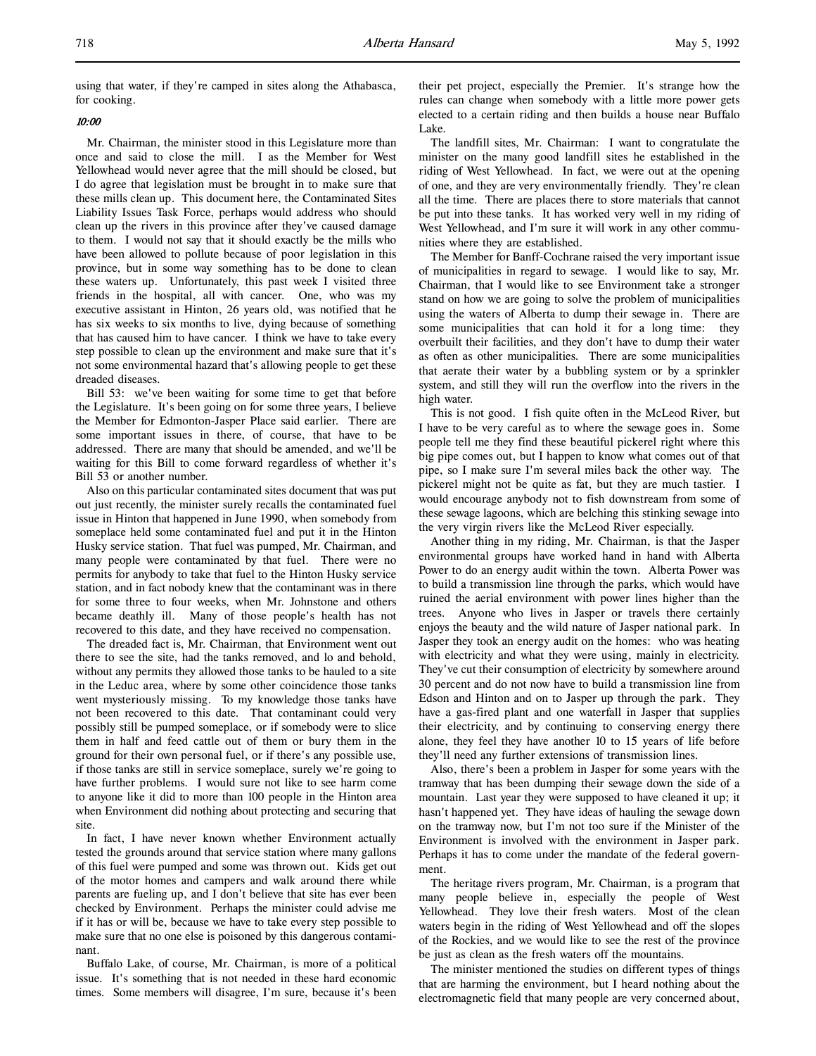using that water, if they're camped in sites along the Athabasca, for cooking.

*10:00*

Mr. Chairman, the minister stood in this Legislature more than once and said to close the mill. I as the Member for West Yellowhead would never agree that the mill should be closed, but I do agree that legislation must be brought in to make sure that these mills clean up. This document here, the Contaminated Sites Liability Issues Task Force, perhaps would address who should clean up the rivers in this province after they've caused damage to them. I would not say that it should exactly be the mills who have been allowed to pollute because of poor legislation in this province, but in some way something has to be done to clean these waters up. Unfortunately, this past week I visited three friends in the hospital, all with cancer. One, who was my executive assistant in Hinton, 26 years old, was notified that he has six weeks to six months to live, dying because of something that has caused him to have cancer. I think we have to take every step possible to clean up the environment and make sure that it's not some environmental hazard that's allowing people to get these dreaded diseases.

Bill 53: we've been waiting for some time to get that before the Legislature. It's been going on for some three years, I believe the Member for Edmonton-Jasper Place said earlier. There are some important issues in there, of course, that have to be addressed. There are many that should be amended, and we'll be waiting for this Bill to come forward regardless of whether it's Bill 53 or another number.

Also on this particular contaminated sites document that was put out just recently, the minister surely recalls the contaminated fuel issue in Hinton that happened in June 1990, when somebody from someplace held some contaminated fuel and put it in the Hinton Husky service station. That fuel was pumped, Mr. Chairman, and many people were contaminated by that fuel. There were no permits for anybody to take that fuel to the Hinton Husky service station, and in fact nobody knew that the contaminant was in there for some three to four weeks, when Mr. Johnstone and others became deathly ill. Many of those people's health has not recovered to this date, and they have received no compensation.

The dreaded fact is, Mr. Chairman, that Environment went out there to see the site, had the tanks removed, and lo and behold, without any permits they allowed those tanks to be hauled to a site in the Leduc area, where by some other coincidence those tanks went mysteriously missing. To my knowledge those tanks have not been recovered to this date. That contaminant could very possibly still be pumped someplace, or if somebody were to slice them in half and feed cattle out of them or bury them in the ground for their own personal fuel, or if there's any possible use, if those tanks are still in service someplace, surely we're going to have further problems. I would sure not like to see harm come to anyone like it did to more than 100 people in the Hinton area when Environment did nothing about protecting and securing that site.

In fact, I have never known whether Environment actually tested the grounds around that service station where many gallons of this fuel were pumped and some was thrown out. Kids get out of the motor homes and campers and walk around there while parents are fueling up, and I don't believe that site has ever been checked by Environment. Perhaps the minister could advise me if it has or will be, because we have to take every step possible to make sure that no one else is poisoned by this dangerous contaminant.

Buffalo Lake, of course, Mr. Chairman, is more of a political issue. It's something that is not needed in these hard economic times. Some members will disagree, I'm sure, because it's been their pet project, especially the Premier. It's strange how the rules can change when somebody with a little more power gets elected to a certain riding and then builds a house near Buffalo Lake.

The landfill sites, Mr. Chairman: I want to congratulate the minister on the many good landfill sites he established in the riding of West Yellowhead. In fact, we were out at the opening of one, and they are very environmentally friendly. They're clean all the time. There are places there to store materials that cannot be put into these tanks. It has worked very well in my riding of West Yellowhead, and I'm sure it will work in any other communities where they are established.

The Member for Banff-Cochrane raised the very important issue of municipalities in regard to sewage. I would like to say, Mr. Chairman, that I would like to see Environment take a stronger stand on how we are going to solve the problem of municipalities using the waters of Alberta to dump their sewage in. There are some municipalities that can hold it for a long time: they overbuilt their facilities, and they don't have to dump their water as often as other municipalities. There are some municipalities that aerate their water by a bubbling system or by a sprinkler system, and still they will run the overflow into the rivers in the high water.

This is not good. I fish quite often in the McLeod River, but I have to be very careful as to where the sewage goes in. Some people tell me they find these beautiful pickerel right where this big pipe comes out, but I happen to know what comes out of that pipe, so I make sure I'm several miles back the other way. The pickerel might not be quite as fat, but they are much tastier. I would encourage anybody not to fish downstream from some of these sewage lagoons, which are belching this stinking sewage into the very virgin rivers like the McLeod River especially.

Another thing in my riding, Mr. Chairman, is that the Jasper environmental groups have worked hand in hand with Alberta Power to do an energy audit within the town. Alberta Power was to build a transmission line through the parks, which would have ruined the aerial environment with power lines higher than the trees. Anyone who lives in Jasper or travels there certainly enjoys the beauty and the wild nature of Jasper national park. In Jasper they took an energy audit on the homes: who was heating with electricity and what they were using, mainly in electricity. They've cut their consumption of electricity by somewhere around 30 percent and do not now have to build a transmission line from Edson and Hinton and on to Jasper up through the park. They have a gas-fired plant and one waterfall in Jasper that supplies their electricity, and by continuing to conserving energy there alone, they feel they have another 10 to 15 years of life before they'll need any further extensions of transmission lines.

Also, there's been a problem in Jasper for some years with the tramway that has been dumping their sewage down the side of a mountain. Last year they were supposed to have cleaned it up; it hasn't happened yet. They have ideas of hauling the sewage down on the tramway now, but I'm not too sure if the Minister of the Environment is involved with the environment in Jasper park. Perhaps it has to come under the mandate of the federal government.

The heritage rivers program, Mr. Chairman, is a program that many people believe in, especially the people of West Yellowhead. They love their fresh waters. Most of the clean waters begin in the riding of West Yellowhead and off the slopes of the Rockies, and we would like to see the rest of the province be just as clean as the fresh waters off the mountains.

The minister mentioned the studies on different types of things that are harming the environment, but I heard nothing about the electromagnetic field that many people are very concerned about,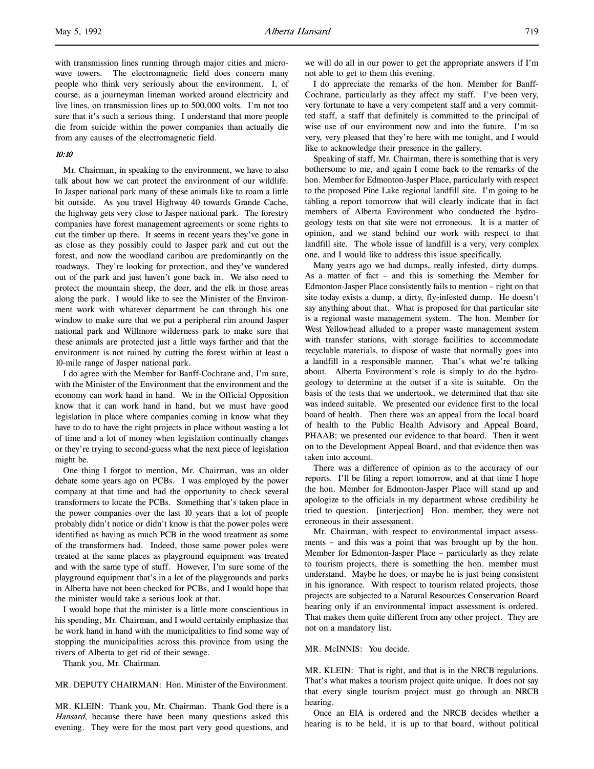with transmission lines running through major cities and microwave towers. The electromagnetic field does concern many people who think very seriously about the environment. I, of course, as a journeyman lineman worked around electricity and live lines, on transmission lines up to 500,000 volts. I'm not too sure that it's such a serious thing. I understand that more people die from suicide within the power companies than actually die from any causes of the electromagnetic field.

*10:10*

Mr. Chairman, in speaking to the environment, we have to also talk about how we can protect the environment of our wildlife. In Jasper national park many of these animals like to roam a little bit outside. As you travel Highway 40 towards Grande Cache, the highway gets very close to Jasper national park. The forestry companies have forest management agreements or some rights to cut the timber up there. It seems in recent years they've gone in as close as they possibly could to Jasper park and cut out the forest, and now the woodland caribou are predominantly on the roadways. They're looking for protection, and they've wandered out of the park and just haven't gone back in. We also need to protect the mountain sheep, the deer, and the elk in those areas along the park. I would like to see the Minister of the Environment work with whatever department he can through his one window to make sure that we put a peripheral rim around Jasper national park and Willmore wilderness park to make sure that these animals are protected just a little ways farther and that the environment is not ruined by cutting the forest within at least a 10-mile range of Jasper national park.

I do agree with the Member for Banff-Cochrane and, I'm sure, with the Minister of the Environment that the environment and the economy can work hand in hand. We in the Official Opposition know that it can work hand in hand, but we must have good legislation in place where companies coming in know what they have to do to have the right projects in place without wasting a lot of time and a lot of money when legislation continually changes or they're trying to second-guess what the next piece of legislation might be.

One thing I forgot to mention, Mr. Chairman, was an older debate some years ago on PCBs. I was employed by the power company at that time and had the opportunity to check several transformers to locate the PCBs. Something that's taken place in the power companies over the last 10 years that a lot of people probably didn't notice or didn't know is that the power poles were identified as having as much PCB in the wood treatment as some of the transformers had. Indeed, those same power poles were treated at the same places as playground equipment was treated and with the same type of stuff. However, I'm sure some of the playground equipment that's in a lot of the playgrounds and parks in Alberta have not been checked for PCBs, and I would hope that the minister would take a serious look at that.

I would hope that the minister is a little more conscientious in his spending, Mr. Chairman, and I would certainly emphasize that he work hand in hand with the municipalities to find some way of stopping the municipalities across this province from using the rivers of Alberta to get rid of their sewage.

Thank you, Mr. Chairman.

MR. DEPUTY CHAIRMAN: Hon. Minister of the Environment.

MR. KLEIN: Thank you, Mr. Chairman. Thank God there is a *Hansard*, because there have been many questions asked this evening. They were for the most part very good questions, and we will do all in our power to get the appropriate answers if I'm not able to get to them this evening.

I do appreciate the remarks of the hon. Member for Banff-Cochrane, particularly as they affect my staff. I've been very, very fortunate to have a very competent staff and a very committed staff, a staff that definitely is committed to the principal of wise use of our environment now and into the future. I'm so very, very pleased that they're here with me tonight, and I would like to acknowledge their presence in the gallery.

Speaking of staff, Mr. Chairman, there is something that is very bothersome to me, and again I come back to the remarks of the hon. Member for Edmonton-Jasper Place, particularly with respect to the proposed Pine Lake regional landfill site. I'm going to be tabling a report tomorrow that will clearly indicate that in fact members of Alberta Environment who conducted the hydrogeology tests on that site were not erroneous. It is a matter of opinion, and we stand behind our work with respect to that landfill site. The whole issue of landfill is a very, very complex one, and I would like to address this issue specifically.

Many years ago we had dumps, really infested, dirty dumps. As a matter of fact – and this is something the Member for Edmonton-Jasper Place consistently fails to mention – right on that site today exists a dump, a dirty, fly-infested dump. He doesn't say anything about that. What is proposed for that particular site is a regional waste management system. The hon. Member for West Yellowhead alluded to a proper waste management system with transfer stations, with storage facilities to accommodate recyclable materials, to dispose of waste that normally goes into a landfill in a responsible manner. That's what we're talking about. Alberta Environment's role is simply to do the hydrogeology to determine at the outset if a site is suitable. On the basis of the tests that we undertook, we determined that that site was indeed suitable. We presented our evidence first to the local board of health. Then there was an appeal from the local board of health to the Public Health Advisory and Appeal Board, PHAAB; we presented our evidence to that board. Then it went on to the Development Appeal Board, and that evidence then was taken into account.

There was a difference of opinion as to the accuracy of our reports. I'll be filing a report tomorrow, and at that time I hope the hon. Member for Edmonton-Jasper Place will stand up and apologize to the officials in my department whose credibility he tried to question. [interjection] Hon. member, they were not erroneous in their assessment.

Mr. Chairman, with respect to environmental impact assessments – and this was a point that was brought up by the hon. Member for Edmonton-Jasper Place – particularly as they relate to tourism projects, there is something the hon. member must understand. Maybe he does, or maybe he is just being consistent in his ignorance. With respect to tourism related projects, those projects are subjected to a Natural Resources Conservation Board hearing only if an environmental impact assessment is ordered. That makes them quite different from any other project. They are not on a mandatory list.

MR. McINNIS: You decide.

MR. KLEIN: That is right, and that is in the NRCB regulations. That's what makes a tourism project quite unique. It does not say that every single tourism project must go through an NRCB hearing.

Once an EIA is ordered and the NRCB decides whether a hearing is to be held, it is up to that board, without political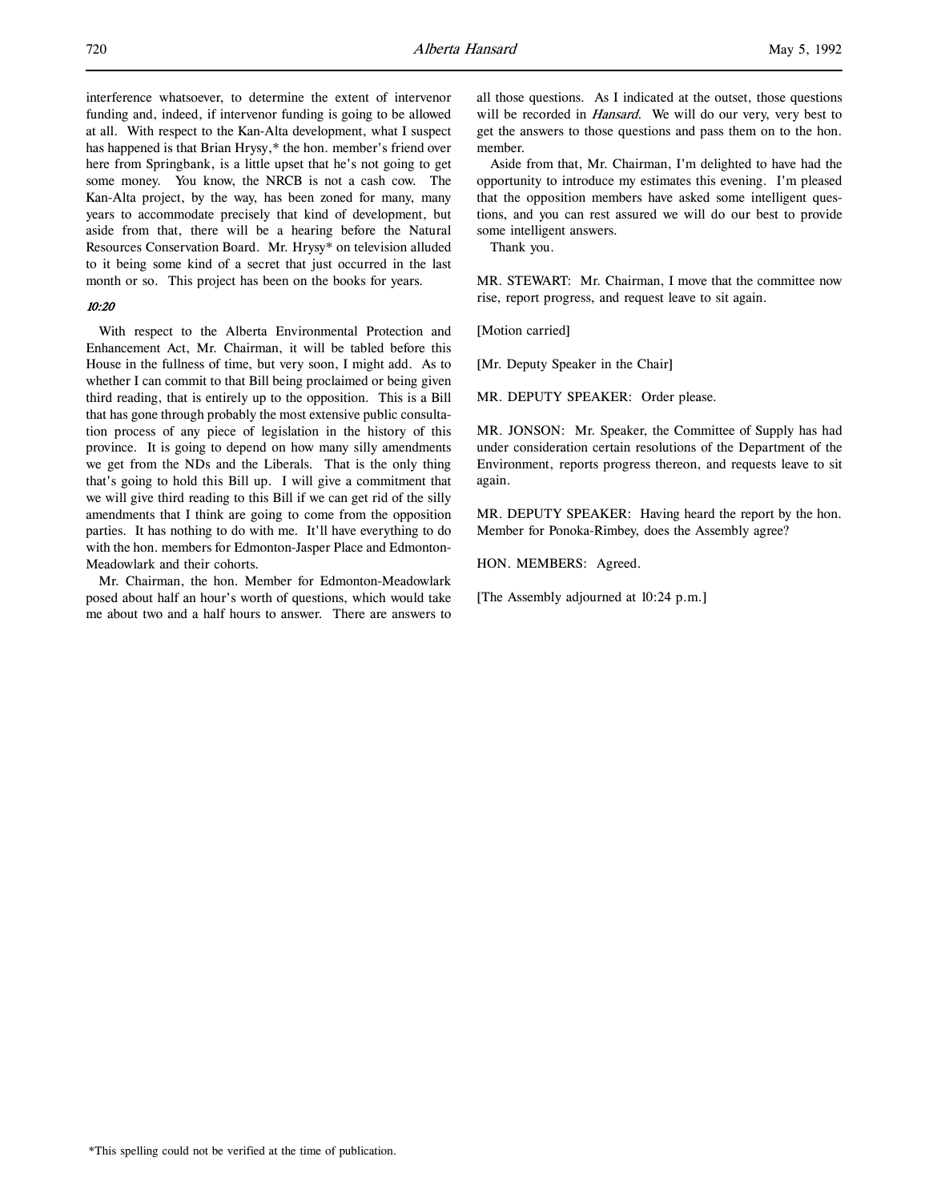interference whatsoever, to determine the extent of intervenor funding and, indeed, if intervenor funding is going to be allowed at all. With respect to the Kan-Alta development, what I suspect has happened is that Brian Hrysy,* the hon. member's friend over here from Springbank, is a little upset that he's not going to get some money. You know, the NRCB is not a cash cow. The Kan-Alta project, by the way, has been zoned for many, many years to accommodate precisely that kind of development, but aside from that, there will be a hearing before the Natural Resources Conservation Board. Mr. Hrysy* on television alluded to it being some kind of a secret that just occurred in the last month or so. This project has been on the books for years.

*10:20*

With respect to the Alberta Environmental Protection and Enhancement Act, Mr. Chairman, it will be tabled before this House in the fullness of time, but very soon, I might add. As to whether I can commit to that Bill being proclaimed or being given third reading, that is entirely up to the opposition. This is a Bill that has gone through probably the most extensive public consultation process of any piece of legislation in the history of this province. It is going to depend on how many silly amendments we get from the NDs and the Liberals. That is the only thing that's going to hold this Bill up. I will give a commitment that we will give third reading to this Bill if we can get rid of the silly amendments that I think are going to come from the opposition parties. It has nothing to do with me. It'll have everything to do with the hon. members for Edmonton-Jasper Place and Edmonton-Meadowlark and their cohorts.

Mr. Chairman, the hon. Member for Edmonton-Meadowlark posed about half an hour's worth of questions, which would take me about two and a half hours to answer. There are answers to all those questions. As I indicated at the outset, those questions will be recorded in *Hansard*. We will do our very, very best to get the answers to those questions and pass them on to the hon. member.

Aside from that, Mr. Chairman, I'm delighted to have had the opportunity to introduce my estimates this evening. I'm pleased that the opposition members have asked some intelligent questions, and you can rest assured we will do our best to provide some intelligent answers.

Thank you.

MR. STEWART: Mr. Chairman, I move that the committee now rise, report progress, and request leave to sit again.

[Motion carried]

[Mr. Deputy Speaker in the Chair]

MR. DEPUTY SPEAKER: Order please.

MR. JONSON: Mr. Speaker, the Committee of Supply has had under consideration certain resolutions of the Department of the Environment, reports progress thereon, and requests leave to sit again.

MR. DEPUTY SPEAKER: Having heard the report by the hon. Member for Ponoka-Rimbey, does the Assembly agree?

HON. MEMBERS: Agreed.

[The Assembly adjourned at 10:24 p.m.]

*This spelling could not be verified at the time of publication.